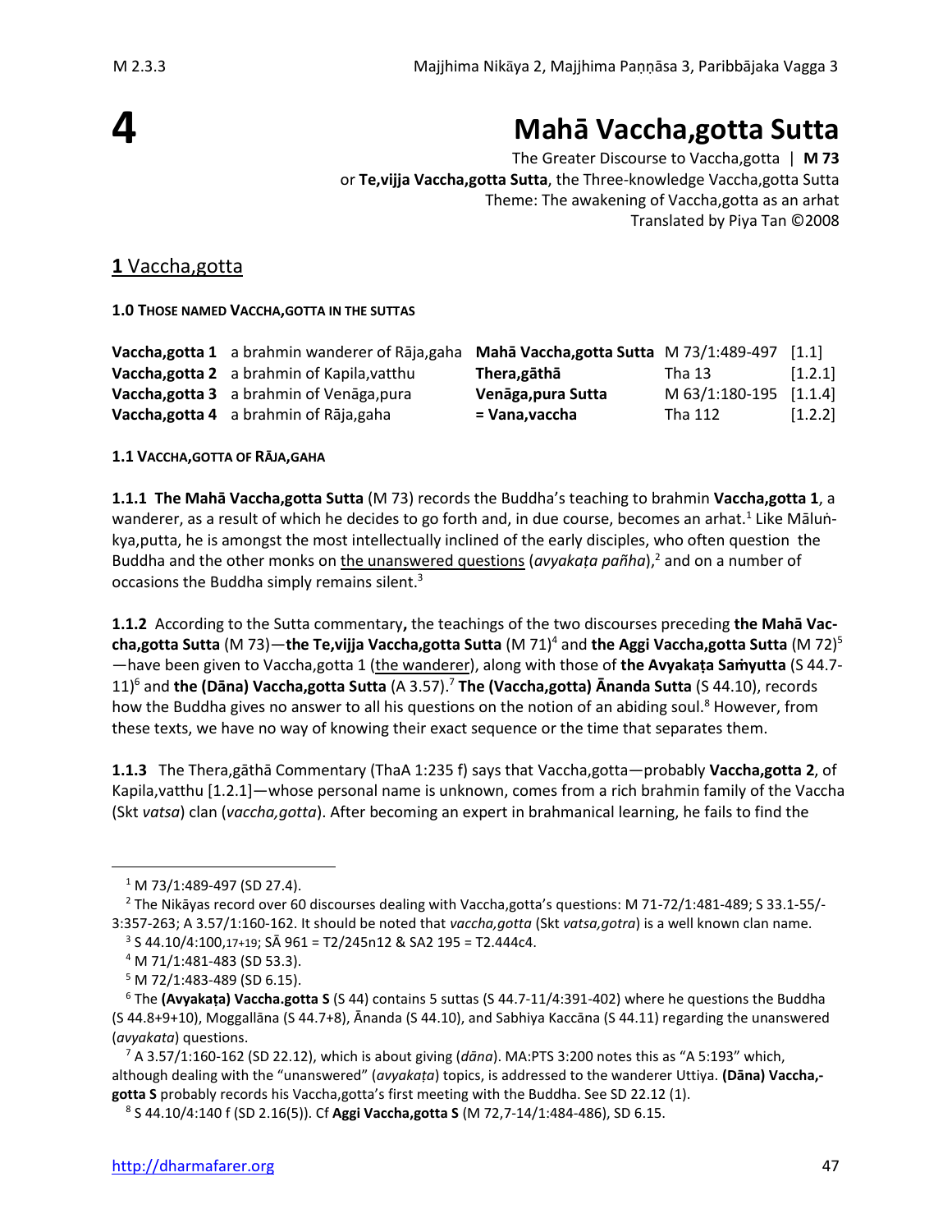# 4 Mahā Vaccha,gotta Sutta

The Greater Discourse to Vaccha,gotta | **M 73**
or **Te,vijja Vaccha,gotta Sutta**, the Three-knowledge Vaccha,gotta Sutta
Theme: The awakening of Vaccha,gotta as an arhat
Translated by Piya Tan ©2008

## 1 Vaccha,gotta

### 1.0 Those named Vaccha,gotta in the suttas

| | | | | |
|---|---|---|---|---|
| **Vaccha,gotta 1** | a brahmin wanderer of Rāja,gaha | **Mahā Vaccha,gotta Sutta** | M 73/1:489-497 | [1.1] |
| **Vaccha,gotta 2** | a brahmin of Kapila,vatthu | **Thera,gāthā** | Tha 13 | [1.2.1] |
| **Vaccha,gotta 3** | a brahmin of Venāga,pura | **Venāga,pura Sutta** | M 63/1:180-195 | [1.1.4] |
| **Vaccha,gotta 4** | a brahmin of Rāja,gaha | **= Vana,vaccha** | Tha 112 | [1.2.2] |

### 1.1 Vaccha,gotta of Rāja,gaha

**1.1.1 The Mahā Vaccha,gotta Sutta** (M 73) records the Buddha's teaching to brahmin **Vaccha,gotta 1**, a wanderer, as a result of which he decides to go forth and, in due course, becomes an arhat.[1] Like Māluṅkya,putta, he is amongst the most intellectually inclined of the early disciples, who often question the Buddha and the other monks on the unanswered questions (*avyakaṭa pañha*),[2] and on a number of occasions the Buddha simply remains silent.[3]

**1.1.2** According to the Sutta commentary**,** the teachings of the two discourses preceding **the Mahā Vaccha,gotta Sutta** (M 73)—**the Te,vijja Vaccha,gotta Sutta** (M 71)[4] and **the Aggi Vaccha,gotta Sutta** (M 72)[5]—have been given to Vaccha,gotta 1 (the wanderer), along with those of **the Avyakaṭa Saṁyutta** (S 44.7-11)[6] and **the (Dāna) Vaccha,gotta Sutta** (A 3.57).[7] **The (Vaccha,gotta) Ānanda Sutta** (S 44.10), records how the Buddha gives no answer to all his questions on the notion of an abiding soul.[8] However, from these texts, we have no way of knowing their exact sequence or the time that separates them.

**1.1.3** The Thera,gāthā Commentary (ThaA 1:235 f) says that Vaccha,gotta—probably **Vaccha,gotta 2**, of Kapila,vatthu [1.2.1]—whose personal name is unknown, comes from a rich brahmin family of the Vaccha (Skt *vatsa*) clan (*vaccha,gotta*). After becoming an expert in brahmanical learning, he fails to find the

---

[1] M 73/1:489-497 (SD 27.4).

[2] The Nikāyas record over 60 discourses dealing with Vaccha,gotta's questions: M 71-72/1:481-489; S 33.1-55/-3:357-263; A 3.57/1:160-162. It should be noted that *vaccha,gotta* (Skt *vatsa,gotra*) is a well known clan name.

[3] S 44.10/4:100,17+19; SĀ 961 = T2/245n12 & SA2 195 = T2.444c4.

[4] M 71/1:481-483 (SD 53.3).

[5] M 72/1:483-489 (SD 6.15).

[6] The **(Avyakaṭa) Vaccha.gotta S** (S 44) contains 5 suttas (S 44.7-11/4:391-402) where he questions the Buddha (S 44.8+9+10), Moggallāna (S 44.7+8), Ānanda (S 44.10), and Sabhiya Kaccāna (S 44.11) regarding the unanswered (*avyakata*) questions.

[7] A 3.57/1:160-162 (SD 22.12), which is about giving (*dāna*). MA:PTS 3:200 notes this as "A 5:193" which, although dealing with the "unanswered" (*avyakaṭa*) topics, is addressed to the wanderer Uttiya. **(Dāna) Vaccha,-gotta S** probably records his Vaccha,gotta's first meeting with the Buddha. See SD 22.12 (1).

[8] S 44.10/4:140 f (SD 2.16(5)). Cf **Aggi Vaccha,gotta S** (M 72,7-14/1:484-486), SD 6.15.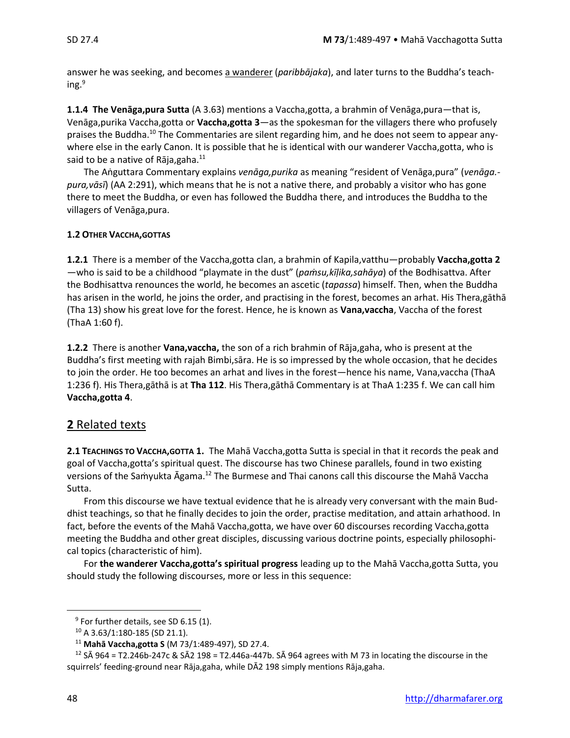answer he was seeking, and becomes a wanderer (*paribbājaka*), and later turns to the Buddha's teaching.[9]

**1.1.4 The Venāga,pura Sutta** (A 3.63) mentions a Vaccha,gotta, a brahmin of Venāga,pura—that is, Venāga,purika Vaccha,gotta or **Vaccha,gotta 3**—as the spokesman for the villagers there who profusely praises the Buddha.[10] The Commentaries are silent regarding him, and he does not seem to appear anywhere else in the early Canon. It is possible that he is identical with our wanderer Vaccha,gotta, who is said to be a native of Rāja,gaha.[11]

The Aṅguttara Commentary explains *venāga,purika* as meaning "resident of Venāga,pura" (*venāga.-pura,vāsī*) (AA 2:291), which means that he is not a native there, and probably a visitor who has gone there to meet the Buddha, or even has followed the Buddha there, and introduces the Buddha to the villagers of Venāga,pura.

#### 1.2 OTHER VACCHA,GOTTAS

**1.2.1** There is a member of the Vaccha,gotta clan, a brahmin of Kapila,vatthu—probably **Vaccha,gotta 2**—who is said to be a childhood "playmate in the dust" (*paṁsu,kīḷika,sahāya*) of the Bodhisattva. After the Bodhisattva renounces the world, he becomes an ascetic (*tapassa*) himself. Then, when the Buddha has arisen in the world, he joins the order, and practising in the forest, becomes an arhat. His Thera,gāthā (Tha 13) show his great love for the forest. Hence, he is known as **Vana,vaccha**, Vaccha of the forest (ThaA 1:60 f).

**1.2.2** There is another **Vana,vaccha,** the son of a rich brahmin of Rāja,gaha, who is present at the Buddha's first meeting with rajah Bimbi,sāra. He is so impressed by the whole occasion, that he decides to join the order. He too becomes an arhat and lives in the forest—hence his name, Vana,vaccha (ThaA 1:236 f). His Thera,gāthā is at **Tha 112**. His Thera,gāthā Commentary is at ThaA 1:235 f. We can call him **Vaccha,gotta 4**.

## 2 Related texts

**2.1 TEACHINGS TO VACCHA,GOTTA 1.** The Mahā Vaccha,gotta Sutta is special in that it records the peak and goal of Vaccha,gotta's spiritual quest. The discourse has two Chinese parallels, found in two existing versions of the Saṁyukta Āgama.[12] The Burmese and Thai canons call this discourse the Mahā Vaccha Sutta.

From this discourse we have textual evidence that he is already very conversant with the main Buddhist teachings, so that he finally decides to join the order, practise meditation, and attain arhathood. In fact, before the events of the Mahā Vaccha,gotta, we have over 60 discourses recording Vaccha,gotta meeting the Buddha and other great disciples, discussing various doctrine points, especially philosophical topics (characteristic of him).

For **the wanderer Vaccha,gotta's spiritual progress** leading up to the Mahā Vaccha,gotta Sutta, you should study the following discourses, more or less in this sequence:

---

[9] For further details, see SD 6.15 (1).

[10] A 3.63/1:180-185 (SD 21.1).

[11] **Mahā Vaccha,gotta S** (M 73/1:489-497), SD 27.4.

[12] SĀ 964 = T2.246b-247c & SĀ2 198 = T2.446a-447b. SĀ 964 agrees with M 73 in locating the discourse in the squirrels' feeding-ground near Rāja,gaha, while DĀ2 198 simply mentions Rāja,gaha.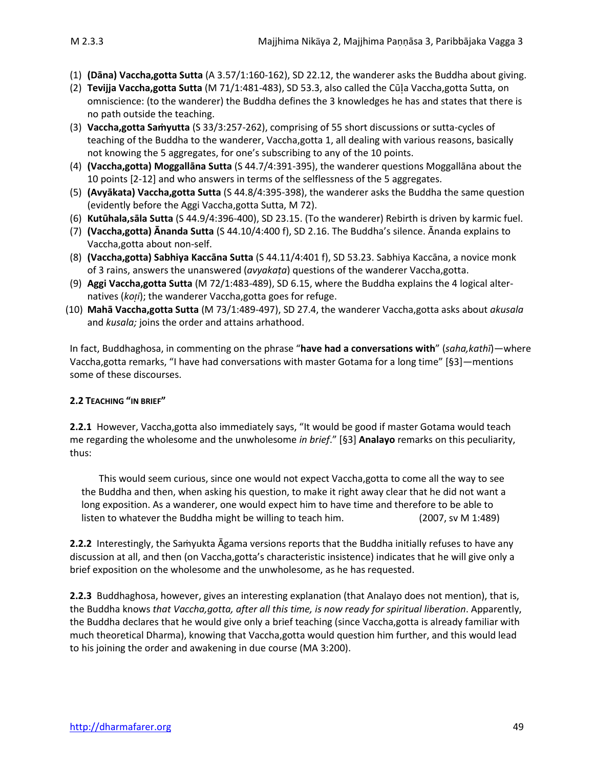(1) **(Dāna) Vaccha,gotta Sutta** (A 3.57/1:160-162), SD 22.12, the wanderer asks the Buddha about giving.
(2) **Tevijja Vaccha,gotta Sutta** (M 71/1:481-483), SD 53.3, also called the Cūḷa Vaccha,gotta Sutta, on omniscience: (to the wanderer) the Buddha defines the 3 knowledges he has and states that there is no path outside the teaching.
(3) **Vaccha,gotta Saṁyutta** (S 33/3:257-262), comprising of 55 short discussions or sutta-cycles of teaching of the Buddha to the wanderer, Vaccha,gotta 1, all dealing with various reasons, basically not knowing the 5 aggregates, for one's subscribing to any of the 10 points.
(4) **(Vaccha,gotta) Moggallāna Sutta** (S 44.7/4:391-395), the wanderer questions Moggallāna about the 10 points [2-12] and who answers in terms of the selflessness of the 5 aggregates.
(5) **(Avyākata) Vaccha,gotta Sutta** (S 44.8/4:395-398), the wanderer asks the Buddha the same question (evidently before the Aggi Vaccha,gotta Sutta, M 72).
(6) **Kutūhala,sāla Sutta** (S 44.9/4:396-400), SD 23.15. (To the wanderer) Rebirth is driven by karmic fuel.
(7) **(Vaccha,gotta) Ānanda Sutta** (S 44.10/4:400 f), SD 2.16. The Buddha's silence. Ānanda explains to Vaccha,gotta about non-self.
(8) **(Vaccha,gotta) Sabhiya Kaccāna Sutta** (S 44.11/4:401 f), SD 53.23. Sabhiya Kaccāna, a novice monk of 3 rains, answers the unanswered (*avyakaṭa*) questions of the wanderer Vaccha,gotta.
(9) **Aggi Vaccha,gotta Sutta** (M 72/1:483-489), SD 6.15, where the Buddha explains the 4 logical alternatives (*koṭi*); the wanderer Vaccha,gotta goes for refuge.
(10) **Mahā Vaccha,gotta Sutta** (M 73/1:489-497), SD 27.4, the wanderer Vaccha,gotta asks about *akusala* and *kusala;* joins the order and attains arhathood.

In fact, Buddhaghosa, in commenting on the phrase "**have had a conversations with**" (*saha,kathī*)—where Vaccha,gotta remarks, "I have had conversations with master Gotama for a long time" [§3]—mentions some of these discourses.

#### 2.2 TEACHING "IN BRIEF"

**2.2.1** However, Vaccha,gotta also immediately says, "It would be good if master Gotama would teach me regarding the wholesome and the unwholesome *in brief*." [§3] **Analayo** remarks on this peculiarity, thus:

> This would seem curious, since one would not expect Vaccha,gotta to come all the way to see the Buddha and then, when asking his question, to make it right away clear that he did not want a long exposition. As a wanderer, one would expect him to have time and therefore to be able to listen to whatever the Buddha might be willing to teach him. (2007, sv M 1:489)

**2.2.2** Interestingly, the Saṁyukta Āgama versions reports that the Buddha initially refuses to have any discussion at all, and then (on Vaccha,gotta's characteristic insistence) indicates that he will give only a brief exposition on the wholesome and the unwholesome, as he has requested.

**2.2.3** Buddhaghosa, however, gives an interesting explanation (that Analayo does not mention), that is, the Buddha knows *that Vaccha,gotta, after all this time, is now ready for spiritual liberation*. Apparently, the Buddha declares that he would give only a brief teaching (since Vaccha,gotta is already familiar with much theoretical Dharma), knowing that Vaccha,gotta would question him further, and this would lead to his joining the order and awakening in due course (MA 3:200).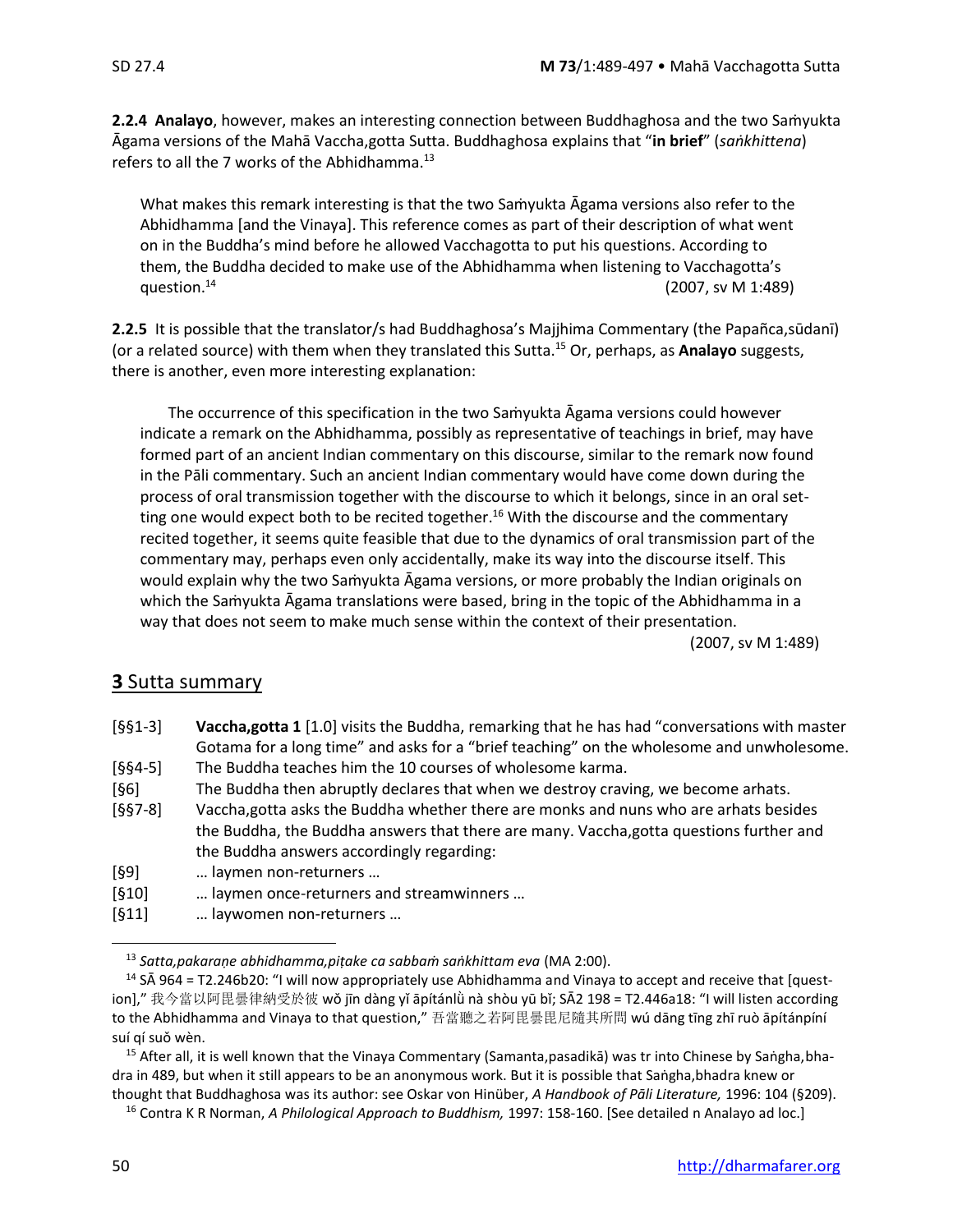**2.2.4 Analayo**, however, makes an interesting connection between Buddhaghosa and the two Saṁyukta Āgama versions of the Mahā Vaccha,gotta Sutta. Buddhaghosa explains that "**in brief**" (*saṅkhittena*) refers to all the 7 works of the Abhidhamma.[13]

> What makes this remark interesting is that the two Saṁyukta Āgama versions also refer to the Abhidhamma [and the Vinaya]. This reference comes as part of their description of what went on in the Buddha's mind before he allowed Vacchagotta to put his questions. According to them, the Buddha decided to make use of the Abhidhamma when listening to Vacchagotta's question.[14] (2007, sv M 1:489)

**2.2.5** It is possible that the translator/s had Buddhaghosa's Majjhima Commentary (the Papañca,sūdanī) (or a related source) with them when they translated this Sutta.[15] Or, perhaps, as **Analayo** suggests, there is another, even more interesting explanation:

> The occurrence of this specification in the two Saṁyukta Āgama versions could however indicate a remark on the Abhidhamma, possibly as representative of teachings in brief, may have formed part of an ancient Indian commentary on this discourse, similar to the remark now found in the Pāli commentary. Such an ancient Indian commentary would have come down during the process of oral transmission together with the discourse to which it belongs, since in an oral setting one would expect both to be recited together.[16] With the discourse and the commentary recited together, it seems quite feasible that due to the dynamics of oral transmission part of the commentary may, perhaps even only accidentally, make its way into the discourse itself. This would explain why the two Saṁyukta Āgama versions, or more probably the Indian originals on which the Saṁyukta Āgama translations were based, bring in the topic of the Abhidhamma in a way that does not seem to make much sense within the context of their presentation.
>
> (2007, sv M 1:489)

## 3 Sutta summary

| | |
|---|---|
| [§§1-3] | **Vaccha,gotta 1** [1.0] visits the Buddha, remarking that he has had "conversations with master Gotama for a long time" and asks for a "brief teaching" on the wholesome and unwholesome. |
| [§§4-5] | The Buddha teaches him the 10 courses of wholesome karma. |
| [§6] | The Buddha then abruptly declares that when we destroy craving, we become arhats. |
| [§§7-8] | Vaccha,gotta asks the Buddha whether there are monks and nuns who are arhats besides the Buddha, the Buddha answers that there are many. Vaccha,gotta questions further and the Buddha answers accordingly regarding: |
| [§9] | … laymen non-returners … |
| [§10] | … laymen once-returners and streamwinners … |
| [§11] | … laywomen non-returners … |

---

[13] *Satta,pakaraṇe abhidhamma,piṭake ca sabbaṁ saṅkhittam eva* (MA 2:00).

[14] SĀ 964 = T2.246b20: "I will now appropriately use Abhidhamma and Vinaya to accept and receive that [question]," 我今當以阿毘曇律納受於彼 wǒ jīn dàng yǐ āpítánlǜ nà shòu yū bǐ; SĀ2 198 = T2.446a18: "I will listen according to the Abhidhamma and Vinaya to that question," 吾當聽之若阿毘曇毘尼隨其所問 wú dāng tīng zhī ruò āpítánpíní suí qí suǒ wèn.

[15] After all, it is well known that the Vinaya Commentary (Samanta,pasadikā) was tr into Chinese by Saṅgha,bhadra in 489, but when it still appears to be an anonymous work. But it is possible that Saṅgha,bhadra knew or thought that Buddhaghosa was its author: see Oskar von Hinüber, *A Handbook of Pāli Literature,* 1996: 104 (§209).

[16] Contra K R Norman, *A Philological Approach to Buddhism,* 1997: 158-160. [See detailed n Analayo ad loc.]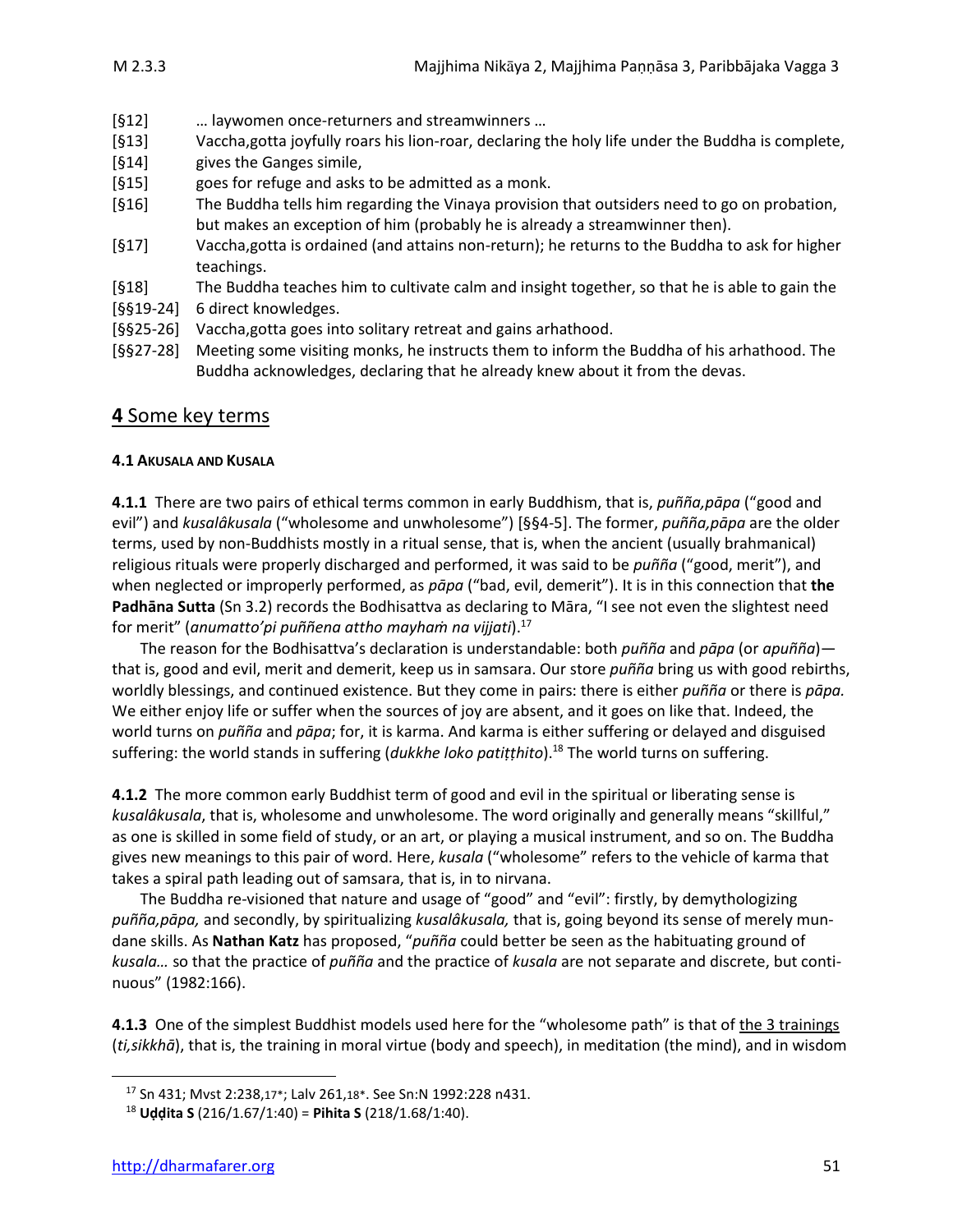[§12] … laywomen once-returners and streamwinners …
[§13] Vaccha,gotta joyfully roars his lion-roar, declaring the holy life under the Buddha is complete,
[§14] gives the Ganges simile,
[§15] goes for refuge and asks to be admitted as a monk.
[§16] The Buddha tells him regarding the Vinaya provision that outsiders need to go on probation, but makes an exception of him (probably he is already a streamwinner then).
[§17] Vaccha,gotta is ordained (and attains non-return); he returns to the Buddha to ask for higher teachings.
[§18] The Buddha teaches him to cultivate calm and insight together, so that he is able to gain the
[§§19-24] 6 direct knowledges.
[§§25-26] Vaccha,gotta goes into solitary retreat and gains arhathood.
[§§27-28] Meeting some visiting monks, he instructs them to inform the Buddha of his arhathood. The Buddha acknowledges, declaring that he already knew about it from the devas.

## **4** Some key terms

#### 4.1 AKUSALA AND KUSALA

**4.1.1** There are two pairs of ethical terms common in early Buddhism, that is, *puñña,pāpa* ("good and evil") and *kusalâkusala* ("wholesome and unwholesome") [§§4-5]. The former, *puñña,pāpa* are the older terms, used by non-Buddhists mostly in a ritual sense, that is, when the ancient (usually brahmanical) religious rituals were properly discharged and performed, it was said to be *puñña* ("good, merit"), and when neglected or improperly performed, as *pāpa* ("bad, evil, demerit"). It is in this connection that **the Padhāna Sutta** (Sn 3.2) records the Bodhisattva as declaring to Māra, "I see not even the slightest need for merit" (*anumatto'pi puññena attho mayhaṁ na vijjati*).[17]

The reason for the Bodhisattva's declaration is understandable: both *puñña* and *pāpa* (or *apuñña*)—that is, good and evil, merit and demerit, keep us in samsara. Our store *puñña* bring us with good rebirths, worldly blessings, and continued existence. But they come in pairs: there is either *puñña* or there is *pāpa.* We either enjoy life or suffer when the sources of joy are absent, and it goes on like that. Indeed, the world turns on *puñña* and *pāpa*; for, it is karma. And karma is either suffering or delayed and disguised suffering: the world stands in suffering (*dukkhe loko patiṭṭhito*).[18] The world turns on suffering.

**4.1.2** The more common early Buddhist term of good and evil in the spiritual or liberating sense is *kusalâkusala*, that is, wholesome and unwholesome. The word originally and generally means "skillful," as one is skilled in some field of study, or an art, or playing a musical instrument, and so on. The Buddha gives new meanings to this pair of word. Here, *kusala* ("wholesome" refers to the vehicle of karma that takes a spiral path leading out of samsara, that is, in to nirvana.

The Buddha re-visioned that nature and usage of "good" and "evil": firstly, by demythologizing *puñña,pāpa,* and secondly, by spiritualizing *kusalâkusala,* that is, going beyond its sense of merely mundane skills. As **Nathan Katz** has proposed, "*puñña* could better be seen as the habituating ground of *kusala…* so that the practice of *puñña* and the practice of *kusala* are not separate and discrete, but continuous" (1982:166).

**4.1.3** One of the simplest Buddhist models used here for the "wholesome path" is that of the 3 trainings (*ti,sikkhā*), that is, the training in moral virtue (body and speech), in meditation (the mind), and in wisdom

---

[17] Sn 431; Mvst 2:238,17*; Lalv 261,18*. See Sn:N 1992:228 n431.

[18] **Uḍḍita S** (216/1.67/1:40) = **Pihita S** (218/1.68/1:40).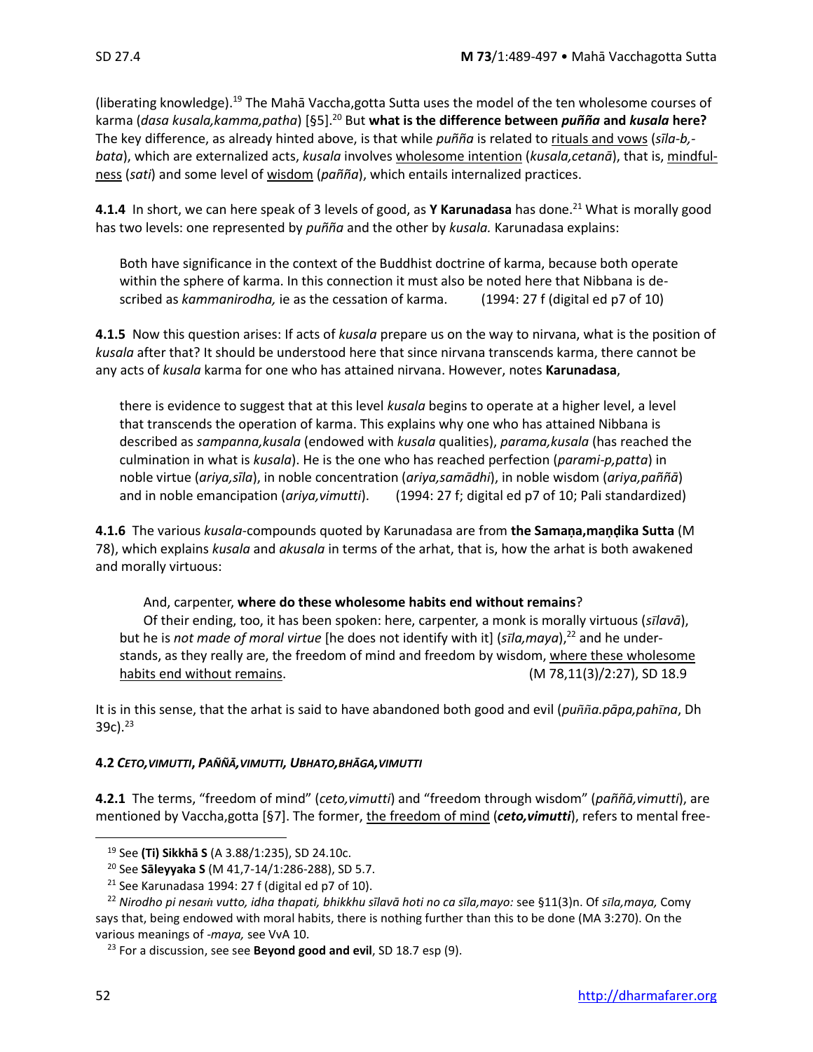(liberating knowledge).[19] The Mahā Vaccha,gotta Sutta uses the model of the ten wholesome courses of karma (*dasa kusala,kamma,patha*) [§5].[20] But **what is the difference between *puñña* and *kusala* here?** The key difference, as already hinted above, is that while *puñña* is related to rituals and vows (*sīla-b,-bata*), which are externalized acts, *kusala* involves wholesome intention (*kusala,cetanā*), that is, mindfulness (*sati*) and some level of wisdom (*paññā*), which entails internalized practices.

**4.1.4** In short, we can here speak of 3 levels of good, as **Y Karunadasa** has done.[21] What is morally good has two levels: one represented by *puñña* and the other by *kusala.* Karunadasa explains:

> Both have significance in the context of the Buddhist doctrine of karma, because both operate within the sphere of karma. In this connection it must also be noted here that Nibbana is described as *kammanirodha,* ie as the cessation of karma. (1994: 27 f (digital ed p7 of 10)

**4.1.5** Now this question arises: If acts of *kusala* prepare us on the way to nirvana, what is the position of *kusala* after that? It should be understood here that since nirvana transcends karma, there cannot be any acts of *kusala* karma for one who has attained nirvana. However, notes **Karunadasa**,

> there is evidence to suggest that at this level *kusala* begins to operate at a higher level, a level that transcends the operation of karma. This explains why one who has attained Nibbana is described as *sampanna,kusala* (endowed with *kusala* qualities), *parama,kusala* (has reached the culmination in what is *kusala*). He is the one who has reached perfection (*parami-p,patta*) in noble virtue (*ariya,sīla*), in noble concentration (*ariya,samādhi*), in noble wisdom (*ariya,paññā*) and in noble emancipation (*ariya,vimutti*). (1994: 27 f; digital ed p7 of 10; Pali standardized)

**4.1.6** The various *kusala*-compounds quoted by Karunadasa are from **the Samaṇa,maṇḍika Sutta** (M 78), which explains *kusala* and *akusala* in terms of the arhat, that is, how the arhat is both awakened and morally virtuous:

> And, carpenter, **where do these wholesome habits end without remains**?
> Of their ending, too, it has been spoken: here, carpenter, a monk is morally virtuous (*sīlavā*), but he is *not made of moral virtue* [he does not identify with it] (*sīla,maya*),[22] and he understands, as they really are, the freedom of mind and freedom by wisdom, where these wholesome habits end without remains. (M 78,11(3)/2:27), SD 18.9

It is in this sense, that the arhat is said to have abandoned both good and evil (*puñña.pāpa,pahīna*, Dh 39c).[23]

### 4.2 *CETO,VIMUTTI*, *PAÑÑĀ,VIMUTTI*, *UBHATO,BHĀGA,VIMUTTI*

**4.2.1** The terms, "freedom of mind" (*ceto,vimutti*) and "freedom through wisdom" (*paññā,vimutti*), are mentioned by Vaccha,gotta [§7]. The former, the freedom of mind (***ceto,vimutti***), refers to mental free-

---

[19] See **(Ti) Sikkhā S** (A 3.88/1:235), SD 24.10c.

[20] See **Sāleyyaka S** (M 41,7-14/1:286-288), SD 5.7.

[21] See Karunadasa 1994: 27 f (digital ed p7 of 10).

[22] *Nirodho pi nesaṁ vutto, idha thapati, bhikkhu sīlavā hoti no ca sīla,mayo:* see §11(3)n. Of *sīla,maya,* Comy says that, being endowed with moral habits, there is nothing further than this to be done (MA 3:270). On the various meanings of *-maya,* see VvA 10.

[23] For a discussion, see see **Beyond good and evil**, SD 18.7 esp (9).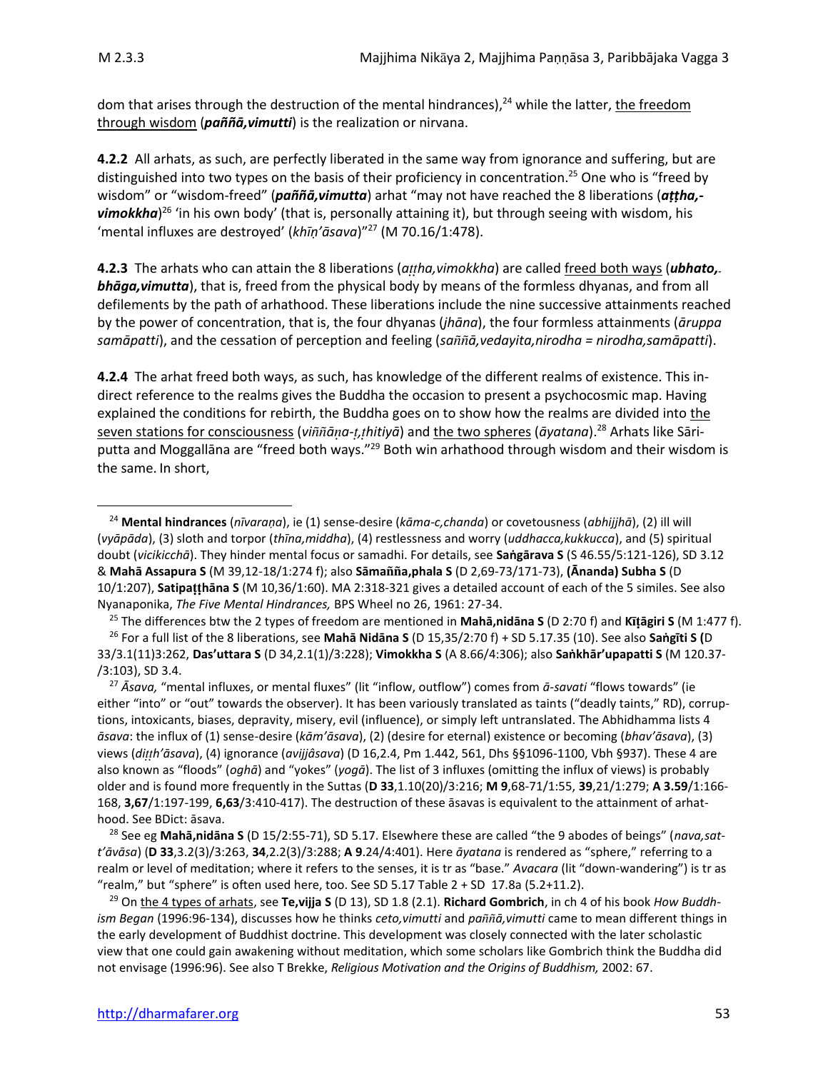dom that arises through the destruction of the mental hindrances),[24] while the latter, <u>the freedom through wisdom</u> (***paññā,vimutti***) is the realization or nirvana.

**4.2.2** All arhats, as such, are perfectly liberated in the same way from ignorance and suffering, but are distinguished into two types on the basis of their proficiency in concentration.[25] One who is "freed by wisdom" or "wisdom-freed" (***paññā,vimutta***) arhat "may not have reached the 8 liberations (***aṭṭha,-vimokkha***)[26] 'in his own body' (that is, personally attaining it), but through seeing with wisdom, his 'mental influxes are destroyed' (*khīṇ'āsava*)"[27] (M 70.16/1:478).

**4.2.3** The arhats who can attain the 8 liberations (*aṭṭha,vimokkha*) are called <u>freed both ways</u> (***ubhato,-bhāga,vimutta***), that is, freed from the physical body by means of the formless dhyanas, and from all defilements by the path of arhathood. These liberations include the nine successive attainments reached by the power of concentration, that is, the four dhyanas (*jhāna*), the four formless attainments (*āruppa samāpatti*), and the cessation of perception and feeling (*saññā,vedayita,nirodha = nirodha,samāpatti*).

**4.2.4** The arhat freed both ways, as such, has knowledge of the different realms of existence. This indirect reference to the realms gives the Buddha the occasion to present a psychocosmic map. Having explained the conditions for rebirth, the Buddha goes on to show how the realms are divided into <u>the seven stations for consciousness</u> (*viññāṇa-ṭ,ṭhitiyā*) and <u>the two spheres</u> (*āyatana*).[28] Arhats like Sāriputta and Moggallāna are "freed both ways."[29] Both win arhathood through wisdom and their wisdom is the same. In short,

---

[24] **Mental hindrances** (*nīvaraṇa*), ie (1) sense-desire (*kāma-c,chanda*) or covetousness (*abhijjhā*), (2) ill will (*vyāpāda*), (3) sloth and torpor (*thīna,middha*), (4) restlessness and worry (*uddhacca,kukkucca*), and (5) spiritual doubt (*vicikicchā*). They hinder mental focus or samadhi. For details, see **Saṅgārava S** (S 46.55/5:121-126), SD 3.12 & **Mahā Assapura S** (M 39,12-18/1:274 f); also **Sāmañña,phala S** (D 2,69-73/171-73), **(Ānanda) Subha S** (D 10/1:207), **Satipaṭṭhāna S** (M 10,36/1:60). MA 2:318-321 gives a detailed account of each of the 5 similes. See also Nyanaponika, *The Five Mental Hindrances,* BPS Wheel no 26, 1961: 27-34.

[25] The differences btw the 2 types of freedom are mentioned in **Mahā,nidāna S** (D 2:70 f) and **Kīṭāgiri S** (M 1:477 f).

[26] For a full list of the 8 liberations, see **Mahā Nidāna S** (D 15,35/2:70 f) + SD 5.17.35 (10). See also **Saṅgīti S (**D 33/3.1(11)3:262, **Das'uttara S** (D 34,2.1(1)/3:228); **Vimokkha S** (A 8.66/4:306); also **Saṅkhār'upapatti S** (M 120.37-/3:103), SD 3.4.

[27] *Āsava,* "mental influxes, or mental fluxes" (lit "inflow, outflow") comes from *ā-savati* "flows towards" (ie either "into" or "out" towards the observer). It has been variously translated as taints ("deadly taints," RD), corruptions, intoxicants, biases, depravity, misery, evil (influence), or simply left untranslated. The Abhidhamma lists 4 *āsava*: the influx of (1) sense-desire (*kām'āsava*), (2) (desire for eternal) existence or becoming (*bhav'āsava*), (3) views (*diṭṭh'āsava*), (4) ignorance (*avijjâsava*) (D 16,2.4, Pm 1.442, 561, Dhs §§1096-1100, Vbh §937). These 4 are also known as "floods" (*oghā*) and "yokes" (*yogā*). The list of 3 influxes (omitting the influx of views) is probably older and is found more frequently in the Suttas (**D 33**,1.10(20)/3:216; **M 9**,68-71/1:55, **39**,21/1:279; **A 3.59**/1:166-168, **3,67**/1:197-199, **6,63**/3:410-417). The destruction of these āsavas is equivalent to the attainment of arhathood. See BDict: āsava.

[28] See eg **Mahā,nidāna S** (D 15/2:55-71), SD 5.17. Elsewhere these are called "the 9 abodes of beings" (*nava,satt'āvāsa*) (**D 33**,3.2(3)/3:263, **34**,2.2(3)/3:288; **A 9**.24/4:401). Here *āyatana* is rendered as "sphere," referring to a realm or level of meditation; where it refers to the senses, it is tr as "base." *Avacara* (lit "down-wandering") is tr as "realm," but "sphere" is often used here, too. See SD 5.17 Table 2 + SD 17.8a (5.2+11.2).

[29] On <u>the 4 types of arhats</u>, see **Te,vijja S** (D 13), SD 1.8 (2.1). **Richard Gombrich**, in ch 4 of his book *How Buddhism Began* (1996:96-134), discusses how he thinks *ceto,vimutti* and *paññā,vimutti* came to mean different things in the early development of Buddhist doctrine. This development was closely connected with the later scholastic view that one could gain awakening without meditation, which some scholars like Gombrich think the Buddha did not envisage (1996:96). See also T Brekke, *Religious Motivation and the Origins of Buddhism,* 2002: 67.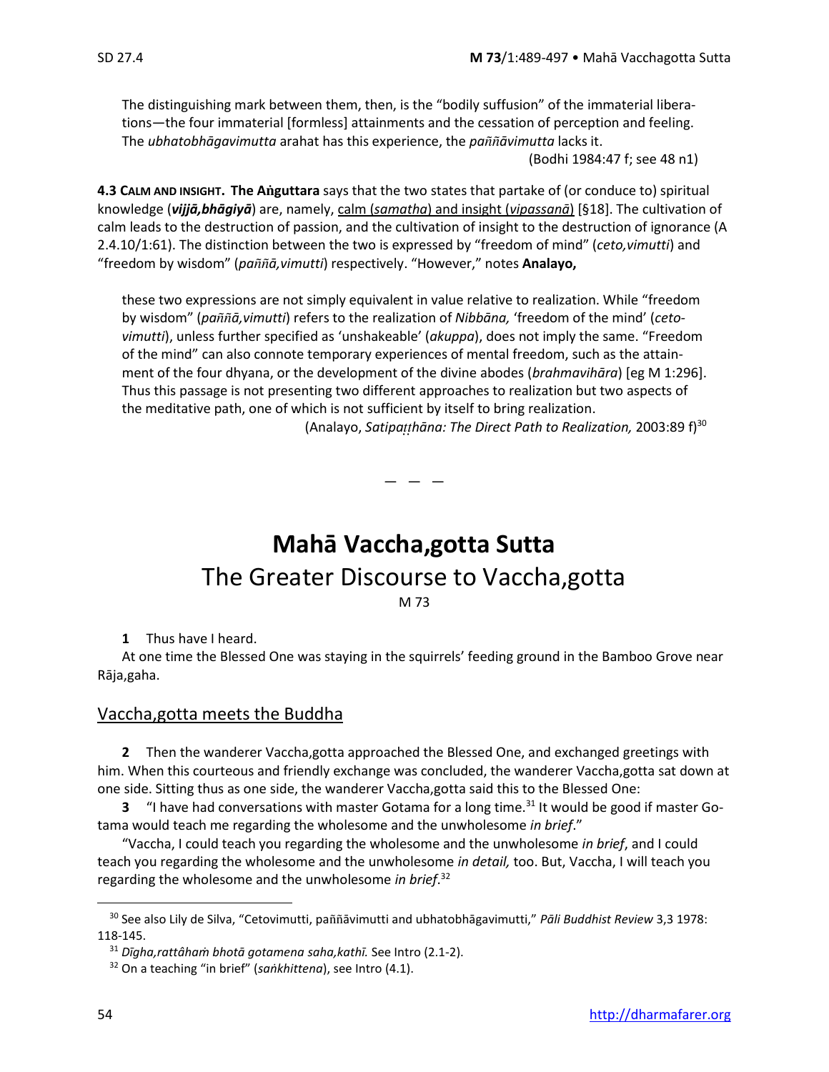The distinguishing mark between them, then, is the "bodily suffusion" of the immaterial liberations—the four immaterial [formless] attainments and the cessation of perception and feeling. The *ubhatobhāgavimutta* arahat has this experience, the *paññāvimutta* lacks it.

(Bodhi 1984:47 f; see 48 n1)

**4.3 CALM AND INSIGHT. The Aṅguttara** says that the two states that partake of (or conduce to) spiritual knowledge (***vijjā,bhāgiyā***) are, namely, calm (*samatha*) and insight (*vipassanā*) [§18]. The cultivation of calm leads to the destruction of passion, and the cultivation of insight to the destruction of ignorance (A 2.4.10/1:61). The distinction between the two is expressed by "freedom of mind" (*ceto,vimutti*) and "freedom by wisdom" (*paññā,vimutti*) respectively. "However," notes **Analayo,**

> these two expressions are not simply equivalent in value relative to realization. While "freedom by wisdom" (*paññā,vimutti*) refers to the realization of *Nibbāna,* 'freedom of the mind' (*ceto-vimutti*), unless further specified as 'unshakeable' (*akuppa*), does not imply the same. "Freedom of the mind" can also connote temporary experiences of mental freedom, such as the attainment of the four dhyana, or the development of the divine abodes (*brahmavihāra*) [eg M 1:296]. Thus this passage is not presenting two different approaches to realization but two aspects of the meditative path, one of which is not sufficient by itself to bring realization.
>
> (Analayo, *Satipaṭṭhāna: The Direct Path to Realization,* 2003:89 f)[30]

— — —

# Mahā Vaccha,gotta Sutta

## The Greater Discourse to Vaccha,gotta

M 73

**1** Thus have I heard.

At one time the Blessed One was staying in the squirrels' feeding ground in the Bamboo Grove near Rāja,gaha.

### Vaccha,gotta meets the Buddha

**2** Then the wanderer Vaccha,gotta approached the Blessed One, and exchanged greetings with him. When this courteous and friendly exchange was concluded, the wanderer Vaccha,gotta sat down at one side. Sitting thus as one side, the wanderer Vaccha,gotta said this to the Blessed One:

**3** "I have had conversations with master Gotama for a long time.[31] It would be good if master Gotama would teach me regarding the wholesome and the unwholesome *in brief*."

"Vaccha, I could teach you regarding the wholesome and the unwholesome *in brief*, and I could teach you regarding the wholesome and the unwholesome *in detail,* too. But, Vaccha, I will teach you regarding the wholesome and the unwholesome *in brief*.[32]

---

[30] See also Lily de Silva, "Cetovimutti, paññāvimutti and ubhatobhāgavimutti," *Pāli Buddhist Review* 3,3 1978: 118-145.

[31] *Dīgha,rattâhaṁ bhotā gotamena saha,kathī.* See Intro (2.1-2).

[32] On a teaching "in brief" (*saṅkhittena*), see Intro (4.1).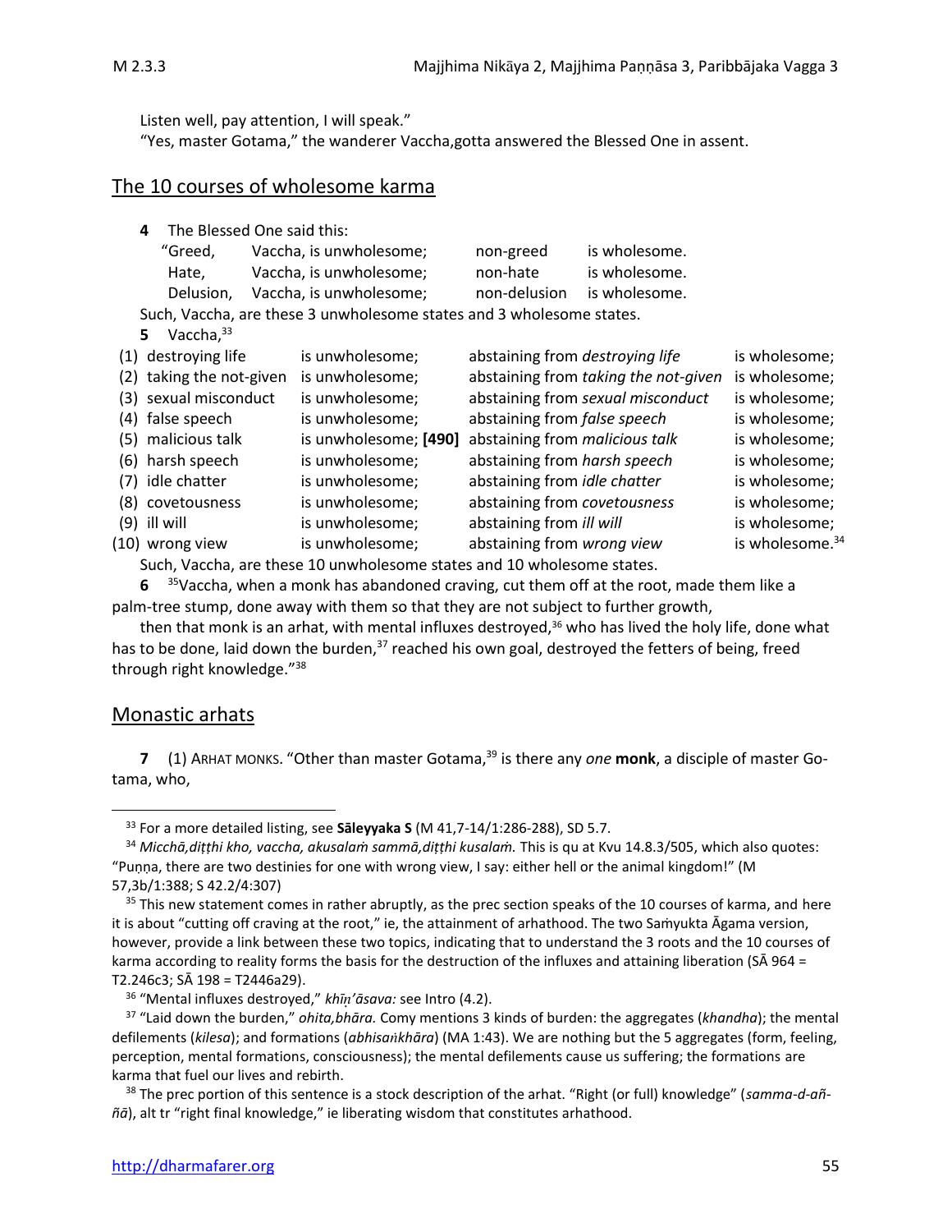Listen well, pay attention, I will speak."

"Yes, master Gotama," the wanderer Vaccha,gotta answered the Blessed One in assent.

## The 10 courses of wholesome karma

**4** The Blessed One said this:

| | | | |
|---|---|---|---|
| "Greed, | Vaccha, is unwholesome; | non-greed | is wholesome. |
| Hate, | Vaccha, is unwholesome; | non-hate | is wholesome. |
| Delusion, | Vaccha, is unwholesome; | non-delusion | is wholesome. |

Such, Vaccha, are these 3 unwholesome states and 3 wholesome states.

**5** Vaccha,[33]

| | | | |
|---|---|---|---|
| (1) destroying life | is unwholesome; | abstaining from *destroying life* | is wholesome; |
| (2) taking the not-given | is unwholesome; | abstaining from *taking the not-given* | is wholesome; |
| (3) sexual misconduct | is unwholesome; | abstaining from *sexual misconduct* | is wholesome; |
| (4) false speech | is unwholesome; | abstaining from *false speech* | is wholesome; |
| (5) malicious talk | is unwholesome; **[490]** | abstaining from *malicious talk* | is wholesome; |
| (6) harsh speech | is unwholesome; | abstaining from *harsh speech* | is wholesome; |
| (7) idle chatter | is unwholesome; | abstaining from *idle chatter* | is wholesome; |
| (8) covetousness | is unwholesome; | abstaining from *covetousness* | is wholesome; |
| (9) ill will | is unwholesome; | abstaining from *ill will* | is wholesome; |
| (10) wrong view | is unwholesome; | abstaining from *wrong view* | is wholesome.[34] |

Such, Vaccha, are these 10 unwholesome states and 10 wholesome states.

**6** [35]Vaccha, when a monk has abandoned craving, cut them off at the root, made them like a palm-tree stump, done away with them so that they are not subject to further growth,

then that monk is an arhat, with mental influxes destroyed,[36] who has lived the holy life, done what has to be done, laid down the burden,[37] reached his own goal, destroyed the fetters of being, freed through right knowledge."[38]

## Monastic arhats

**7** (1) ARHAT MONKS. "Other than master Gotama,[39] is there any *one* **monk**, a disciple of master Gotama, who,

---

[33] For a more detailed listing, see **Sāleyyaka S** (M 41,7-14/1:286-288), SD 5.7.

[34] *Micchā,diṭṭhi kho, vaccha, akusalaṁ sammā,diṭṭhi kusalaṁ.* This is qu at Kvu 14.8.3/505, which also quotes: "Puṇṇa, there are two destinies for one with wrong view, I say: either hell or the animal kingdom!" (M 57,3b/1:388; S 42.2/4:307)

[35] This new statement comes in rather abruptly, as the prec section speaks of the 10 courses of karma, and here it is about "cutting off craving at the root," ie, the attainment of arhathood. The two Saṁyukta Āgama version, however, provide a link between these two topics, indicating that to understand the 3 roots and the 10 courses of karma according to reality forms the basis for the destruction of the influxes and attaining liberation (SĀ 964 = T2.246c3; SĀ 198 = T2446a29).

[36] "Mental influxes destroyed," *khīṇ'āsava:* see Intro (4.2).

[37] "Laid down the burden," *ohita,bhāra.* Comy mentions 3 kinds of burden: the aggregates (*khandha*); the mental defilements (*kilesa*); and formations (*abhisaṅkhāra*) (MA 1:43). We are nothing but the 5 aggregates (form, feeling, perception, mental formations, consciousness); the mental defilements cause us suffering; the formations are karma that fuel our lives and rebirth.

[38] The prec portion of this sentence is a stock description of the arhat. "Right (or full) knowledge" (*samma-d-aññā*), alt tr "right final knowledge," ie liberating wisdom that constitutes arhathood.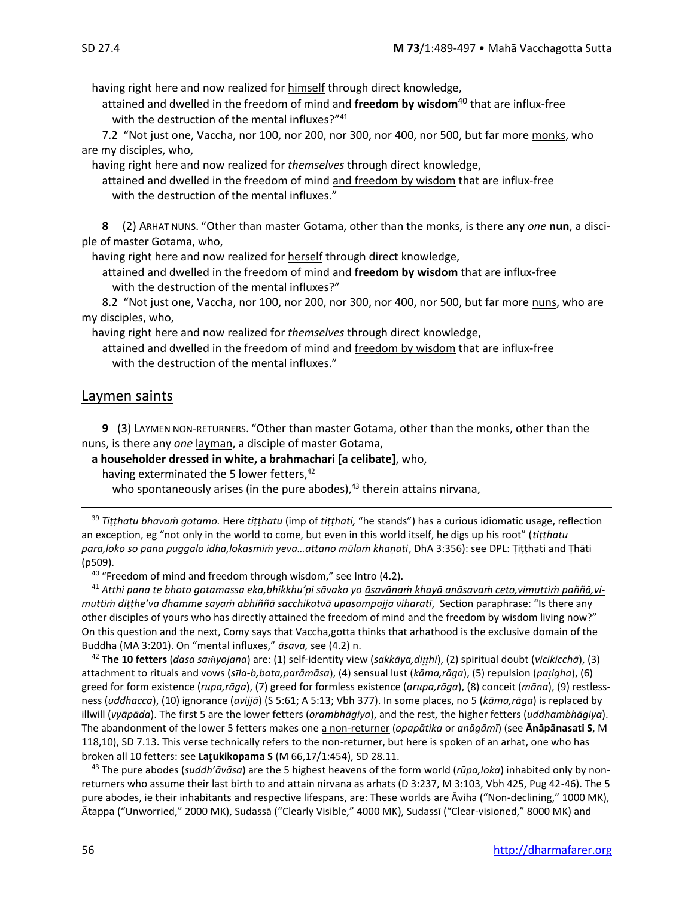having right here and now realized for <u>himself</u> through direct knowledge,

attained and dwelled in the freedom of mind and **freedom by wisdom**[40] that are influx-free
with the destruction of the mental influxes?"[41]

7.2 "Not just one, Vaccha, nor 100, nor 200, nor 300, nor 400, nor 500, but far more <u>monks</u>, who are my disciples, who,

having right here and now realized for *themselves* through direct knowledge,

attained and dwelled in the freedom of mind <u>and freedom by wisdom</u> that are influx-free
with the destruction of the mental influxes."

**8** (2) ARHAT NUNS. "Other than master Gotama, other than the monks, is there any *one* **nun**, a disciple of master Gotama, who,

having right here and now realized for <u>herself</u> through direct knowledge,

attained and dwelled in the freedom of mind and **freedom by wisdom** that are influx-free
with the destruction of the mental influxes?"

8.2 "Not just one, Vaccha, nor 100, nor 200, nor 300, nor 400, nor 500, but far more <u>nuns</u>, who are my disciples, who,

having right here and now realized for *themselves* through direct knowledge,

attained and dwelled in the freedom of mind and <u>freedom by wisdom</u> that are influx-free
with the destruction of the mental influxes."

## <u>Laymen saints</u>

**9** (3) LAYMEN NON-RETURNERS. "Other than master Gotama, other than the monks, other than the nuns, is there any *one* <u>layman</u>, a disciple of master Gotama,

**a householder dressed in white, a brahmachari [a celibate]**, who,

having exterminated the 5 lower fetters,[42]

who spontaneously arises (in the pure abodes),[43] therein attains nirvana,

---

[39] *Tiṭṭhatu bhavaṁ gotamo.* Here *tiṭṭhatu* (imp of *tiṭṭhati,* "he stands") has a curious idiomatic usage, reflection an exception, eg "not only in the world to come, but even in this world itself, he digs up his root" (*tiṭṭhatu para,loko so pana puggalo idha,lokasmiṁ yeva…attano mūlaṁ khaṇati*, DhA 3:356): see DPL: Ṭiṭṭhati and Ṭhāti (p509).

[40] "Freedom of mind and freedom through wisdom," see Intro (4.2).

[41] *Atthi pana te bhoto gotamassa eka,bhikkhu'pi sāvako yo <u>āsavānaṁ khayā anāsavaṁ ceto,vimuttiṁ paññā,vimuttiṁ diṭṭhe'va dhamme sayaṁ abhiññā sacchikatvā upasampajja viharatī</u>,* Section paraphrase: "Is there any other disciples of yours who has directly attained the freedom of mind and the freedom by wisdom living now?" On this question and the next, Comy says that Vaccha,gotta thinks that arhathood is the exclusive domain of the Buddha (MA 3:201). On "mental influxes," *āsava,* see (4.2) n.

[42] **The 10 fetters** (*dasa saṁyojana*) are: (1) self-identity view (*sakkāya,diṭṭhi*), (2) spiritual doubt (*vicikicchā*), (3) attachment to rituals and vows (*sīla-b,bata,parāmāsa*), (4) sensual lust (*kāma,rāga*), (5) repulsion (*paṭigha*), (6) greed for form existence (*rūpa,rāga*), (7) greed for formless existence (*arūpa,rāga*), (8) conceit (*māna*), (9) restlessness (*uddhacca*), (10) ignorance (*avijjā*) (S 5:61; A 5:13; Vbh 377). In some places, no 5 (*kāma,rāga*) is replaced by illwill (*vyāpāda*). The first 5 are <u>the lower fetters</u> (*orambhāgiya*), and the rest, <u>the higher fetters</u> (*uddhambhāgiya*). The abandonment of the lower 5 fetters makes one <u>a non-returner</u> (*opapātika* or *anāgāmī*) (see **Ānāpānasati S**, M 118,10), SD 7.13. This verse technically refers to the non-returner, but here is spoken of an arhat, one who has broken all 10 fetters: see **Laṭukikopama S** (M 66,17/1:454), SD 28.11.

[43] <u>The pure abodes</u> (*suddh'āvāsa*) are the 5 highest heavens of the form world (*rūpa,loka*) inhabited only by non-returners who assume their last birth to and attain nirvana as arhats (D 3:237, M 3:103, Vbh 425, Pug 42-46). The 5 pure abodes, ie their inhabitants and respective lifespans, are: These worlds are Āviha ("Non-declining," 1000 MK), Ātappa ("Unworried," 2000 MK), Sudassā ("Clearly Visible," 4000 MK), Sudassī ("Clear-visioned," 8000 MK) and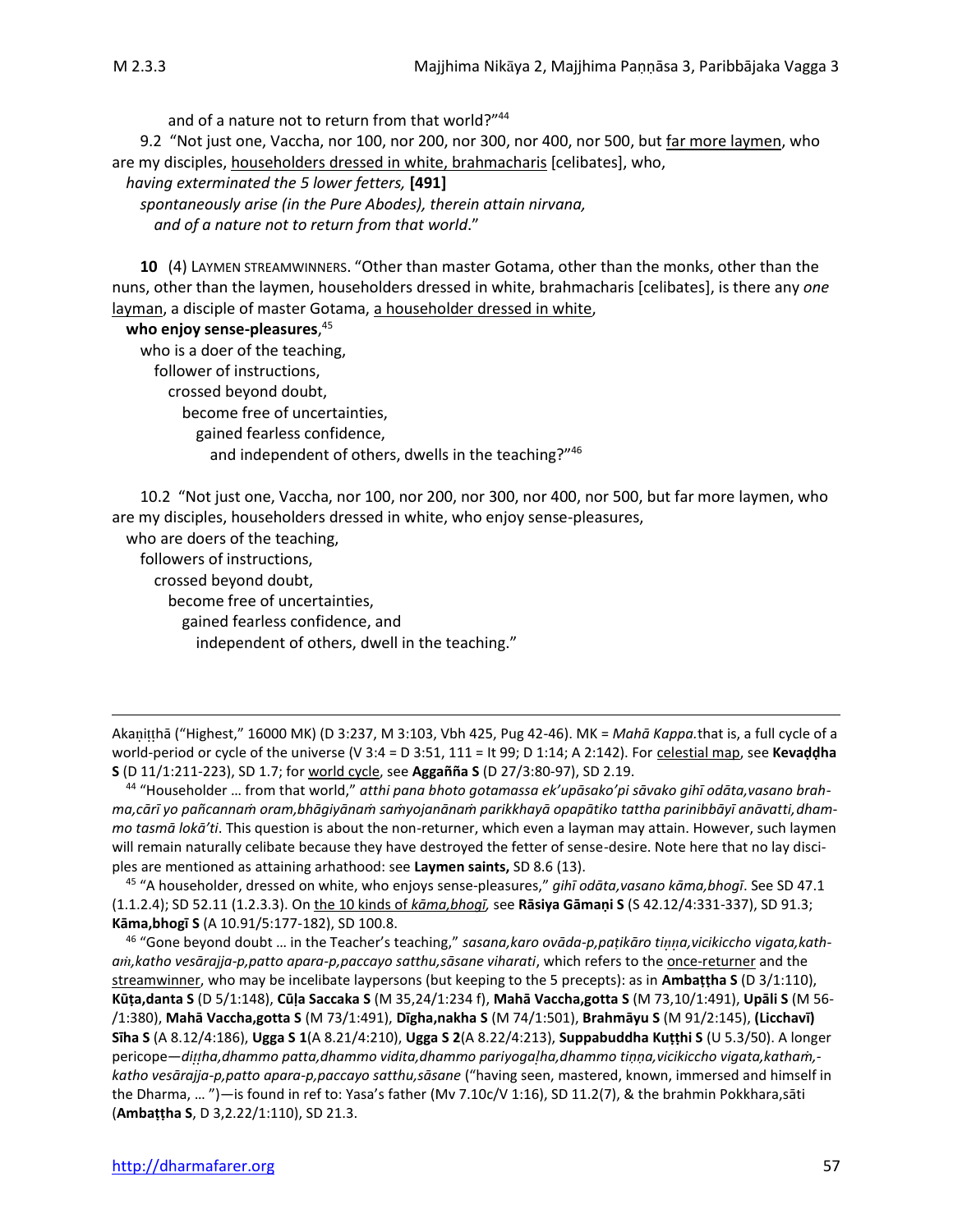and of a nature not to return from that world?"[44]

9.2 "Not just one, Vaccha, nor 100, nor 200, nor 300, nor 400, nor 500, but far more laymen, who are my disciples, householders dressed in white, brahmacharis [celibates], who,

*having exterminated the 5 lower fetters,* **[491]**
*spontaneously arise (in the Pure Abodes), therein attain nirvana,*
*and of a nature not to return from that world*."

**10** (4) LAYMEN STREAMWINNERS. "Other than master Gotama, other than the monks, other than the nuns, other than the laymen, householders dressed in white, brahmacharis [celibates], is there any *one* layman, a disciple of master Gotama, a householder dressed in white,

**who enjoy sense-pleasures**,[45]
who is a doer of the teaching,
follower of instructions,
crossed beyond doubt,
become free of uncertainties,
gained fearless confidence,
and independent of others, dwells in the teaching?"[46]

10.2 "Not just one, Vaccha, nor 100, nor 200, nor 300, nor 400, nor 500, but far more laymen, who are my disciples, householders dressed in white, who enjoy sense-pleasures,

who are doers of the teaching,
followers of instructions,
crossed beyond doubt,
become free of uncertainties,
gained fearless confidence, and
independent of others, dwell in the teaching."

---

Akaniṭṭhā ("Highest," 16000 MK) (D 3:237, M 3:103, Vbh 425, Pug 42-46). MK = *Mahā Kappa.*that is, a full cycle of a world-period or cycle of the universe (V 3:4 = D 3:51, 111 = It 99; D 1:14; A 2:142). For celestial map, see **Kevaḍḍha S** (D 11/1:211-223), SD 1.7; for world cycle, see **Aggañña S** (D 27/3:80-97), SD 2.19.

[44] "Householder … from that world," *atthi pana bhoto gotamassa ek'upāsako'pi sāvako gihī odāta,vasano brahma,cārī yo pañcannaṁ oram,bhāgiyānaṁ saṁyojanānaṁ parikkhayā opapātiko tattha parinibbāyī anāvatti,dhammo tasmā lokā'ti*. This question is about the non-returner, which even a layman may attain. However, such laymen will remain naturally celibate because they have destroyed the fetter of sense-desire. Note here that no lay disciples are mentioned as attaining arhathood: see **Laymen saints,** SD 8.6 (13).

[45] "A householder, dressed on white, who enjoys sense-pleasures," *gihī odāta,vasano kāma,bhogī*. See SD 47.1 (1.1.2.4); SD 52.11 (1.2.3.3). On the 10 kinds of *kāma,bhogī,* see **Rāsiya Gāmaṇi S** (S 42.12/4:331-337), SD 91.3; **Kāma,bhogī S** (A 10.91/5:177-182), SD 100.8.

[46] "Gone beyond doubt … in the Teacher's teaching," *sasana,karo ovāda-p,paṭikāro tiṇṇa,vicikiccho vigata,kathaṁ,katho vesārajja-p,patto apara-p,paccayo satthu,sāsane viharati*, which refers to the once-returner and the streamwinner, who may be incelibate laypersons (but keeping to the 5 precepts): as in **Ambaṭṭha S** (D 3/1:110), **Kūṭa,danta S** (D 5/1:148), **Cūḷa Saccaka S** (M 35,24/1:234 f), **Mahā Vaccha,gotta S** (M 73,10/1:491), **Upāli S** (M 56-/1:380), **Mahā Vaccha,gotta S** (M 73/1:491), **Dīgha,nakha S** (M 74/1:501), **Brahmāyu S** (M 91/2:145), **(Licchavī) Sīha S** (A 8.12/4:186), **Ugga S 1**(A 8.21/4:210), **Ugga S 2**(A 8.22/4:213), **Suppabuddha Kuṭṭhi S** (U 5.3/50). A longer pericope—*diṭṭha,dhammo patta,dhammo vidita,dhammo pariyogaḷha,dhammo tiṇṇa,vicikiccho vigata,kathaṁ,-katho vesārajja-p,patto apara-p,paccayo satthu,sāsane* ("having seen, mastered, known, immersed and himself in the Dharma, … ")—is found in ref to: Yasa's father (Mv 7.10c/V 1:16), SD 11.2(7), & the brahmin Pokkhara,sāti (**Ambaṭṭha S**, D 3,2.22/1:110), SD 21.3.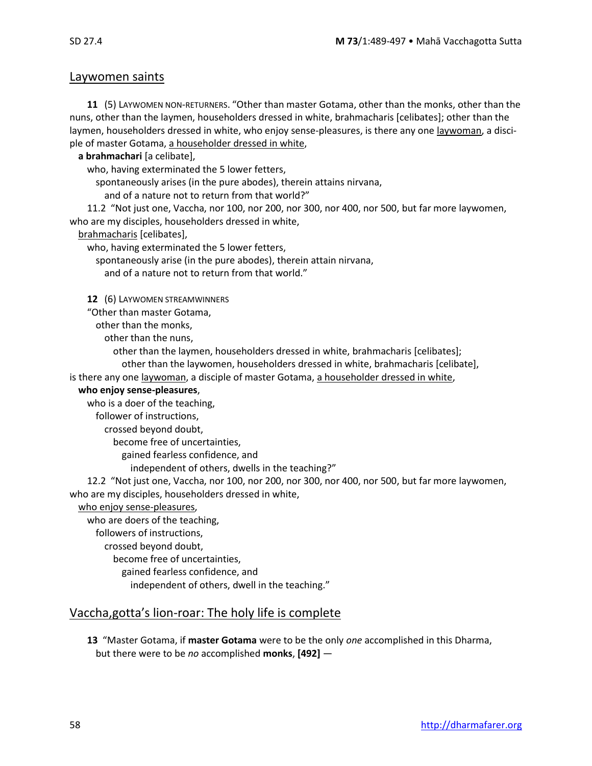## Laywomen saints

**11** (5) LAYWOMEN NON-RETURNERS. "Other than master Gotama, other than the monks, other than the nuns, other than the laymen, householders dressed in white, brahmacharis [celibates]; other than the laymen, householders dressed in white, who enjoy sense-pleasures, is there any one laywoman, a disciple of master Gotama, a householder dressed in white,

**a brahmachari** [a celibate],

who, having exterminated the 5 lower fetters,

spontaneously arises (in the pure abodes), therein attains nirvana,

and of a nature not to return from that world?"

11.2 "Not just one, Vaccha, nor 100, nor 200, nor 300, nor 400, nor 500, but far more laywomen, who are my disciples, householders dressed in white,

brahmacharis [celibates],

who, having exterminated the 5 lower fetters,

spontaneously arise (in the pure abodes), therein attain nirvana,

and of a nature not to return from that world."

**12** (6) LAYWOMEN STREAMWINNERS

"Other than master Gotama,

other than the monks,

other than the nuns,

other than the laymen, householders dressed in white, brahmacharis [celibates];

other than the laywomen, householders dressed in white, brahmacharis [celibate],

is there any one laywoman, a disciple of master Gotama, a householder dressed in white,

**who enjoy sense-pleasures**,

who is a doer of the teaching,

follower of instructions,

crossed beyond doubt,

become free of uncertainties,

gained fearless confidence, and

independent of others, dwells in the teaching?"

12.2 "Not just one, Vaccha, nor 100, nor 200, nor 300, nor 400, nor 500, but far more laywomen, who are my disciples, householders dressed in white,

who enjoy sense-pleasures,

who are doers of the teaching,

followers of instructions,

crossed beyond doubt,

become free of uncertainties,

gained fearless confidence, and

independent of others, dwell in the teaching."

## Vaccha,gotta's lion-roar: The holy life is complete

**13** "Master Gotama, if **master Gotama** were to be the only *one* accomplished in this Dharma,
but there were to be *no* accomplished **monks**, **[492]** —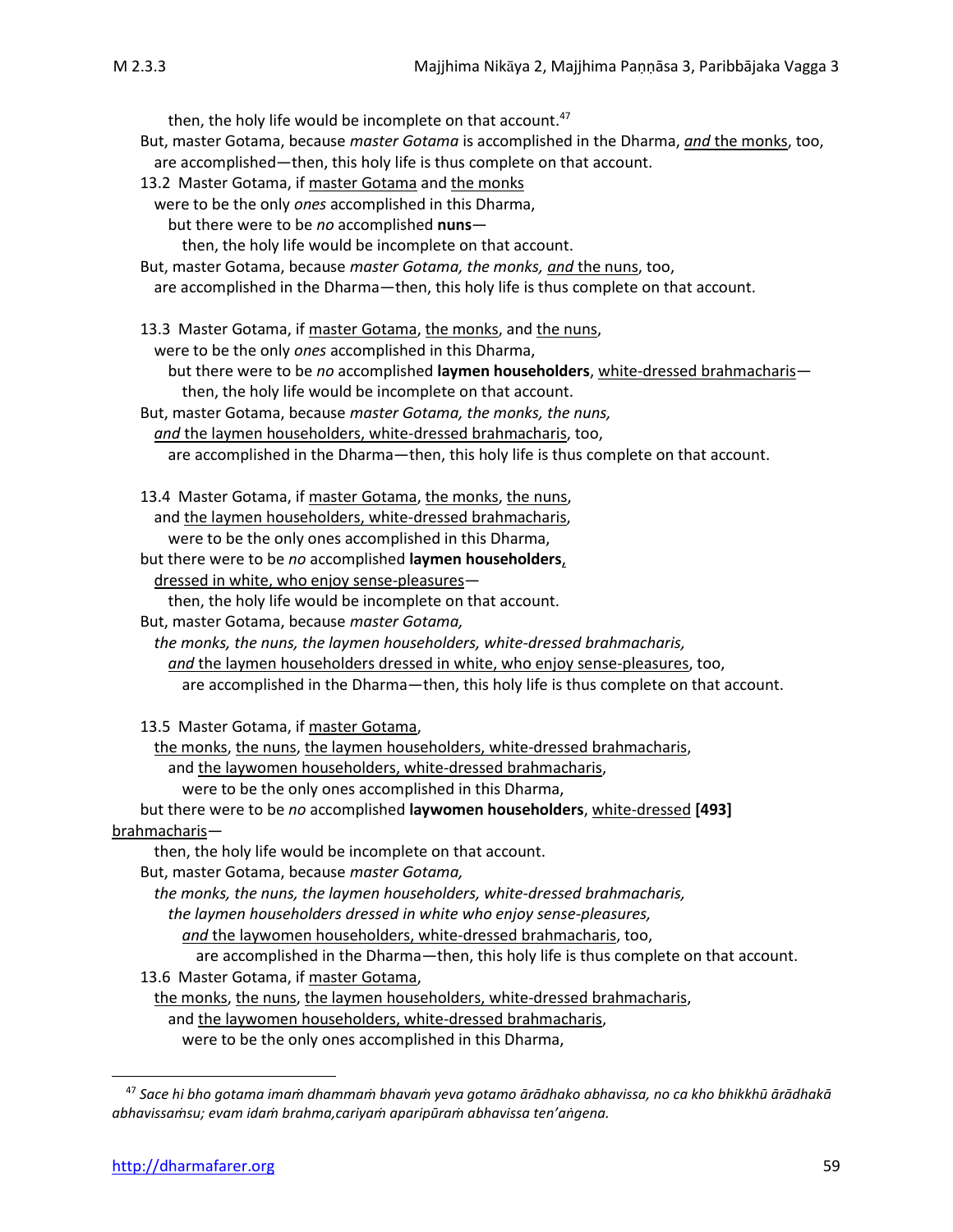then, the holy life would be incomplete on that account.[47]

But, master Gotama, because *master Gotama* is accomplished in the Dharma, *and* the monks, too, are accomplished—then, this holy life is thus complete on that account.

13.2 Master Gotama, if master Gotama and the monks were to be the only *ones* accomplished in this Dharma, but there were to be *no* accomplished **nuns**— then, the holy life would be incomplete on that account.

But, master Gotama, because *master Gotama, the monks, and* the nuns, too, are accomplished in the Dharma—then, this holy life is thus complete on that account.

13.3 Master Gotama, if master Gotama, the monks, and the nuns, were to be the only *ones* accomplished in this Dharma, but there were to be *no* accomplished **laymen householders**, white-dressed brahmacharis— then, the holy life would be incomplete on that account.

But, master Gotama, because *master Gotama, the monks, the nuns, and* the laymen householders, white-dressed brahmacharis, too, are accomplished in the Dharma—then, this holy life is thus complete on that account.

13.4 Master Gotama, if master Gotama, the monks, the nuns, and the laymen householders, white-dressed brahmacharis, were to be the only ones accomplished in this Dharma, but there were to be *no* accomplished **laymen householders**, dressed in white, who enjoy sense-pleasures— then, the holy life would be incomplete on that account.

But, master Gotama, because *master Gotama, the monks, the nuns, the laymen householders, white-dressed brahmacharis, and* the laymen householders dressed in white, who enjoy sense-pleasures, too, are accomplished in the Dharma—then, this holy life is thus complete on that account.

13.5 Master Gotama, if master Gotama, the monks, the nuns, the laymen householders, white-dressed brahmacharis, and the laywomen householders, white-dressed brahmacharis, were to be the only ones accomplished in this Dharma, but there were to be *no* accomplished **laywomen householders**, white-dressed **[493]** brahmacharis— then, the holy life would be incomplete on that account.

But, master Gotama, because *master Gotama, the monks, the nuns, the laymen householders, white-dressed brahmacharis, the laymen householders dressed in white who enjoy sense-pleasures, and* the laywomen householders, white-dressed brahmacharis, too, are accomplished in the Dharma—then, this holy life is thus complete on that account.

13.6 Master Gotama, if master Gotama, the monks, the nuns, the laymen householders, white-dressed brahmacharis, and the laywomen householders, white-dressed brahmacharis, were to be the only ones accomplished in this Dharma,

---

[47] *Sace hi bho gotama imaṁ dhammaṁ bhavaṁ yeva gotamo ārādhako abhavissa, no ca kho bhikkhū ārādhakā abhavissaṁsu; evam idaṁ brahma,cariyaṁ aparipūraṁ abhavissa ten'aṅgena.*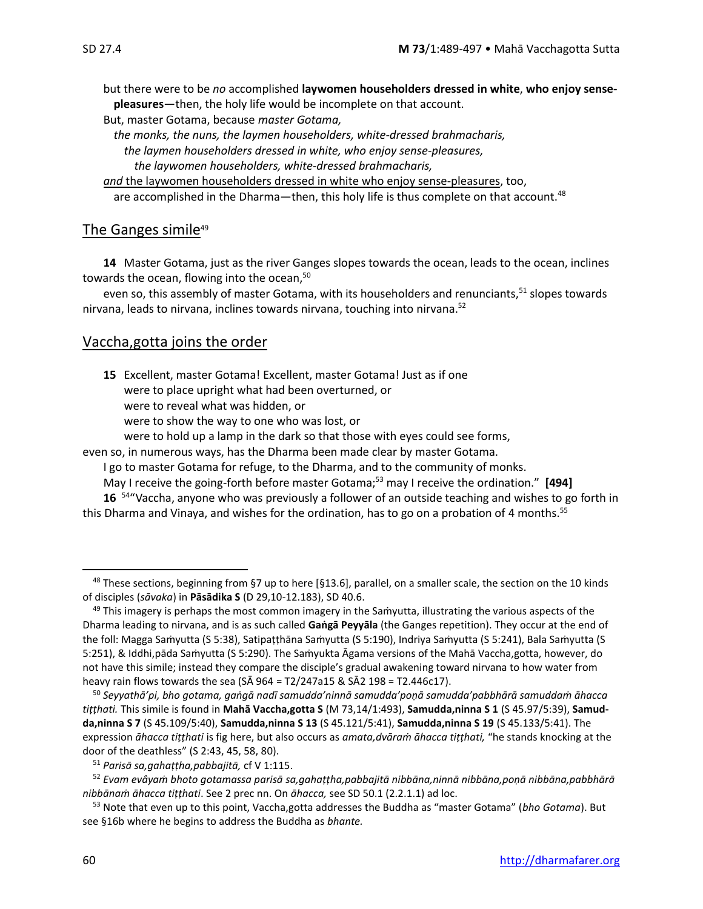but there were to be *no* accomplished **laywomen householders dressed in white**, **who enjoy sense-pleasures**—then, the holy life would be incomplete on that account.

But, master Gotama, because *master Gotama,*
*the monks, the nuns, the laymen householders, white-dressed brahmacharis,*
*the laymen householders dressed in white, who enjoy sense-pleasures,*
*the laywomen householders, white-dressed brahmacharis,*
*and* the laywomen householders dressed in white who enjoy sense-pleasures, too,
are accomplished in the Dharma—then, this holy life is thus complete on that account.[48]

## The Ganges simile[49]

**14** Master Gotama, just as the river Ganges slopes towards the ocean, leads to the ocean, inclines towards the ocean, flowing into the ocean,[50]

even so, this assembly of master Gotama, with its householders and renunciants,[51] slopes towards nirvana, leads to nirvana, inclines towards nirvana, touching into nirvana.[52]

## Vaccha,gotta joins the order

**15** Excellent, master Gotama! Excellent, master Gotama! Just as if one
were to place upright what had been overturned, or
were to reveal what was hidden, or
were to show the way to one who was lost, or
were to hold up a lamp in the dark so that those with eyes could see forms,
even so, in numerous ways, has the Dharma been made clear by master Gotama.

I go to master Gotama for refuge, to the Dharma, and to the community of monks.

May I receive the going-forth before master Gotama;[53] may I receive the ordination." **[494]**

**16** [54]"Vaccha, anyone who was previously a follower of an outside teaching and wishes to go forth in this Dharma and Vinaya, and wishes for the ordination, has to go on a probation of 4 months.[55]

---

[48] These sections, beginning from §7 up to here [§13.6], parallel, on a smaller scale, the section on the 10 kinds of disciples (*sāvaka*) in **Pāsādika S** (D 29,10-12.183), SD 40.6.

[49] This imagery is perhaps the most common imagery in the Saṁyutta, illustrating the various aspects of the Dharma leading to nirvana, and is as such called **Gaṅgā Peyyāla** (the Ganges repetition). They occur at the end of the foll: Magga Saṁyutta (S 5:38), Satipaṭṭhāna Saṁyutta (S 5:190), Indriya Saṁyutta (S 5:241), Bala Saṁyutta (S 5:251), & Iddhi,pāda Saṁyutta (S 5:290). The Saṁyukta Āgama versions of the Mahā Vaccha,gotta, however, do not have this simile; instead they compare the disciple's gradual awakening toward nirvana to how water from heavy rain flows towards the sea (SĀ 964 = T2/247a15 & SĀ2 198 = T2.446c17).

[50] *Seyyathā'pi, bho gotama, gaṅgā nadī samudda'ninnā samudda'poṇā samudda'pabbhārā samuddaṁ āhacca tiṭṭhati.* This simile is found in **Mahā Vaccha,gotta S** (M 73,14/1:493), **Samudda,ninna S 1** (S 45.97/5:39), **Samudda,ninna S 7** (S 45.109/5:40), **Samudda,ninna S 13** (S 45.121/5:41), **Samudda,ninna S 19** (S 45.133/5:41). The expression *āhacca tiṭṭhati* is fig here, but also occurs as *amata,dvāraṁ āhacca tiṭṭhati,* "he stands knocking at the door of the deathless" (S 2:43, 45, 58, 80).

[51] *Parisā sa,gahaṭṭha,pabbajitā,* cf V 1:115.

[52] *Evam evâyaṁ bhoto gotamassa parisā sa,gahaṭṭha,pabbajitā nibbāna,ninnā nibbāna,poṇā nibbāna,pabbhārā nibbānaṁ āhacca tiṭṭhati*. See 2 prec nn. On *āhacca,* see SD 50.1 (2.2.1.1) ad loc.

[53] Note that even up to this point, Vaccha,gotta addresses the Buddha as "master Gotama" (*bho Gotama*). But see §16b where he begins to address the Buddha as *bhante.*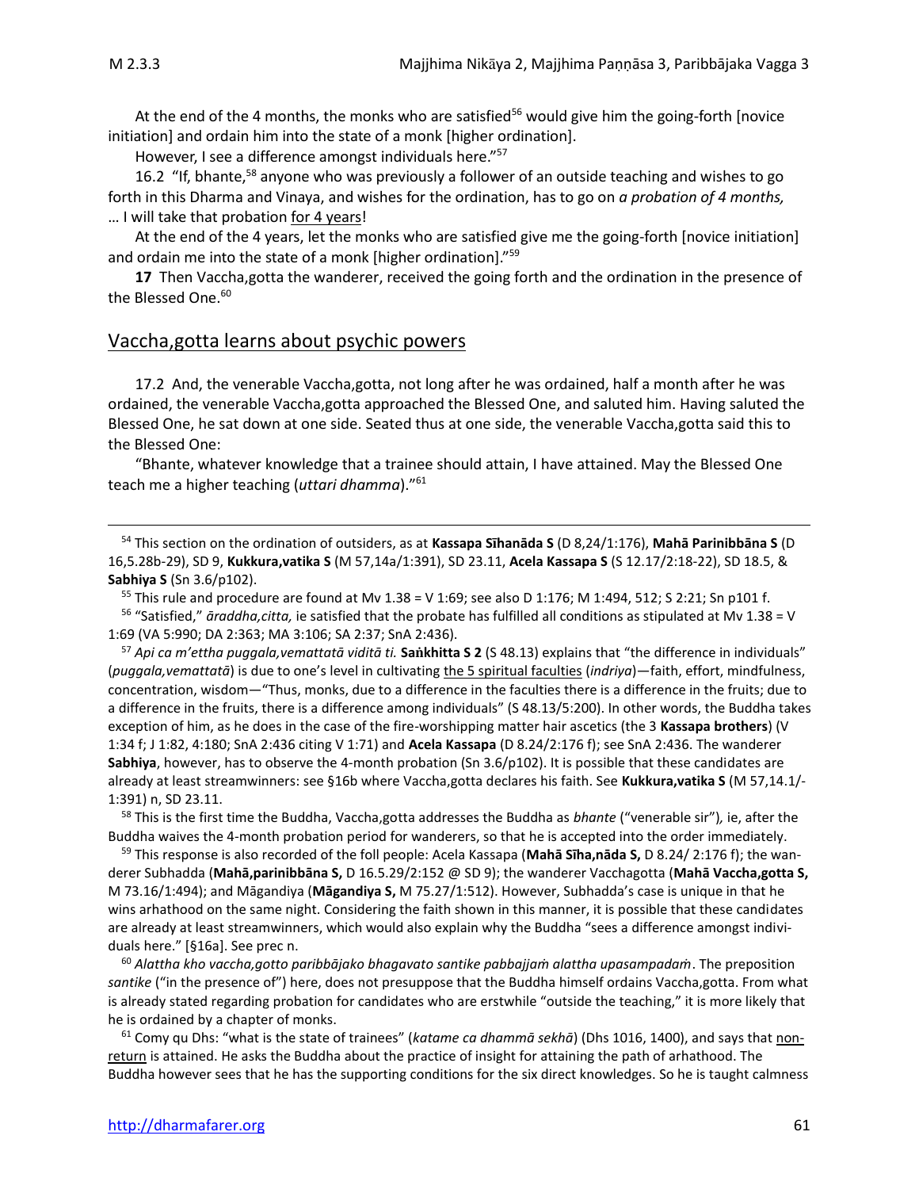At the end of the 4 months, the monks who are satisfied[56] would give him the going-forth [novice initiation] and ordain him into the state of a monk [higher ordination].

However, I see a difference amongst individuals here."[57]

16.2 "If, bhante,[58] anyone who was previously a follower of an outside teaching and wishes to go forth in this Dharma and Vinaya, and wishes for the ordination, has to go on *a probation of 4 months,* … I will take that probation for 4 years!

At the end of the 4 years, let the monks who are satisfied give me the going-forth [novice initiation] and ordain me into the state of a monk [higher ordination]."[59]

**17** Then Vaccha,gotta the wanderer, received the going forth and the ordination in the presence of the Blessed One.[60]

## Vaccha,gotta learns about psychic powers

17.2 And, the venerable Vaccha,gotta, not long after he was ordained, half a month after he was ordained, the venerable Vaccha,gotta approached the Blessed One, and saluted him. Having saluted the Blessed One, he sat down at one side. Seated thus at one side, the venerable Vaccha,gotta said this to the Blessed One:

"Bhante, whatever knowledge that a trainee should attain, I have attained. May the Blessed One teach me a higher teaching (*uttari dhamma*)."[61]

---

[54] This section on the ordination of outsiders, as at **Kassapa Sīhanāda S** (D 8,24/1:176), **Mahā Parinibbāna S** (D 16,5.28b-29), SD 9, **Kukkura,vatika S** (M 57,14a/1:391), SD 23.11, **Acela Kassapa S** (S 12.17/2:18-22), SD 18.5, & **Sabhiya S** (Sn 3.6/p102).

[55] This rule and procedure are found at Mv 1.38 = V 1:69; see also D 1:176; M 1:494, 512; S 2:21; Sn p101 f.

[56] "Satisfied," *āraddha,citta,* ie satisfied that the probate has fulfilled all conditions as stipulated at Mv 1.38 = V 1:69 (VA 5:990; DA 2:363; MA 3:106; SA 2:37; SnA 2:436).

[57] *Api ca m'ettha puggala,vemattatā viditā ti.* **Saṅkhitta S 2** (S 48.13) explains that "the difference in individuals" (*puggala,vemattatā*) is due to one's level in cultivating the 5 spiritual faculties (*indriya*)—faith, effort, mindfulness, concentration, wisdom—"Thus, monks, due to a difference in the faculties there is a difference in the fruits; due to a difference in the fruits, there is a difference among individuals" (S 48.13/5:200). In other words, the Buddha takes exception of him, as he does in the case of the fire-worshipping matter hair ascetics (the 3 **Kassapa brothers**) (V 1:34 f; J 1:82, 4:180; SnA 2:436 citing V 1:71) and **Acela Kassapa** (D 8.24/2:176 f); see SnA 2:436. The wanderer **Sabhiya**, however, has to observe the 4-month probation (Sn 3.6/p102). It is possible that these candidates are already at least streamwinners: see §16b where Vaccha,gotta declares his faith. See **Kukkura,vatika S** (M 57,14.1/-1:391) n, SD 23.11.

[58] This is the first time the Buddha, Vaccha,gotta addresses the Buddha as *bhante* ("venerable sir"), ie, after the Buddha waives the 4-month probation period for wanderers, so that he is accepted into the order immediately.

[59] This response is also recorded of the foll people: Acela Kassapa (**Mahā Sīha,nāda S,** D 8.24/ 2:176 f); the wanderer Subhadda (**Mahā,parinibbāna S,** D 16.5.29/2:152 @ SD 9); the wanderer Vacchagotta (**Mahā Vaccha,gotta S,** M 73.16/1:494); and Māgandiya (**Māgandiya S,** M 75.27/1:512). However, Subhadda's case is unique in that he wins arhathood on the same night. Considering the faith shown in this manner, it is possible that these candidates are already at least streamwinners, which would also explain why the Buddha "sees a difference amongst individuals here." [§16a]. See prec n.

[60] *Alattha kho vaccha,gotto paribbājako bhagavato santike pabbajjaṁ alattha upasampadaṁ*. The preposition *santike* ("in the presence of") here, does not presuppose that the Buddha himself ordains Vaccha,gotta. From what is already stated regarding probation for candidates who are erstwhile "outside the teaching," it is more likely that he is ordained by a chapter of monks.

[61] Comy qu Dhs: "what is the state of trainees" (*katame ca dhammā sekhā*) (Dhs 1016, 1400), and says that non-return is attained. He asks the Buddha about the practice of insight for attaining the path of arhathood. The Buddha however sees that he has the supporting conditions for the six direct knowledges. So he is taught calmness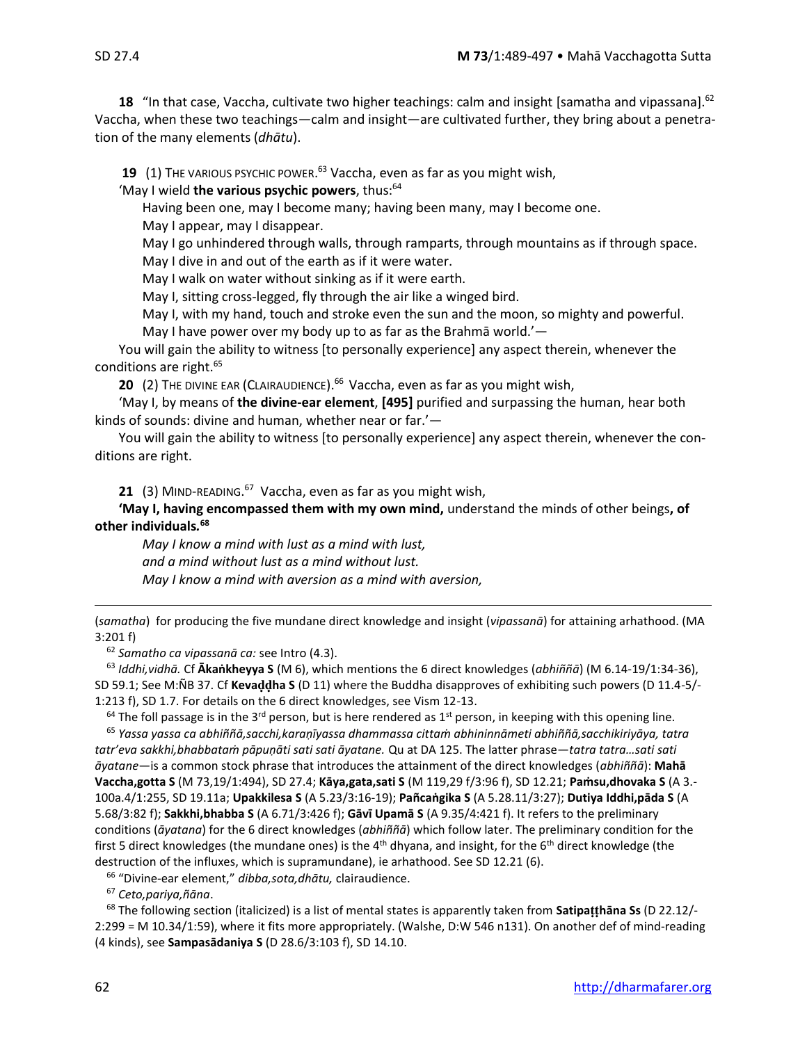**18** "In that case, Vaccha, cultivate two higher teachings: calm and insight [samatha and vipassana].[62] Vaccha, when these two teachings—calm and insight—are cultivated further, they bring about a penetration of the many elements (*dhātu*).

**19** (1) THE VARIOUS PSYCHIC POWER.[63] Vaccha, even as far as you might wish,

'May I wield **the various psychic powers**, thus:[64]

> Having been one, may I become many; having been many, may I become one.
> May I appear, may I disappear.
> May I go unhindered through walls, through ramparts, through mountains as if through space.
> May I dive in and out of the earth as if it were water.
> May I walk on water without sinking as if it were earth.
> May I, sitting cross-legged, fly through the air like a winged bird.
> May I, with my hand, touch and stroke even the sun and the moon, so mighty and powerful.
> May I have power over my body up to as far as the Brahmā world.'—

You will gain the ability to witness [to personally experience] any aspect therein, whenever the conditions are right.[65]

**20** (2) THE DIVINE EAR (CLAIRAUDIENCE).[66] Vaccha, even as far as you might wish,

'May I, by means of **the divine-ear element**, **[495]** purified and surpassing the human, hear both kinds of sounds: divine and human, whether near or far.'—

You will gain the ability to witness [to personally experience] any aspect therein, whenever the conditions are right.

**21** (3) MIND-READING.[67] Vaccha, even as far as you might wish,

**'May I, having encompassed them with my own mind,** understand the minds of other beings**, of other individuals.[68]**

> *May I know a mind with lust as a mind with lust,*
> *and a mind without lust as a mind without lust.*
> *May I know a mind with aversion as a mind with aversion,*

---

(*samatha*) for producing the five mundane direct knowledge and insight (*vipassanā*) for attaining arhathood. (MA 3:201 f)

[62] *Samatho ca vipassanā ca:* see Intro (4.3).

[63] *Iddhi,vidhā.* Cf **Ākaṅkheyya S** (M 6), which mentions the 6 direct knowledges (*abhiññā*) (M 6.14-19/1:34-36), SD 59.1; See M:ÑB 37. Cf **Kevaḍḍha S** (D 11) where the Buddha disapproves of exhibiting such powers (D 11.4-5/-1:213 f), SD 1.7. For details on the 6 direct knowledges, see Vism 12-13.

[64] The foll passage is in the 3rd person, but is here rendered as 1st person, in keeping with this opening line.

[65] *Yassa yassa ca abhiññā,sacchi,karaṇīyassa dhammassa cittaṁ abhininnāmeti abhiññā,sacchikiriyāya, tatra tatr'eva sakkhi,bhabbataṁ pāpuṇāti sati sati āyatane.* Qu at DA 125. The latter phrase—*tatra tatra…sati sati āyatane*—is a common stock phrase that introduces the attainment of the direct knowledges (*abhiññā*): **Mahā Vaccha,gotta S** (M 73,19/1:494), SD 27.4; **Kāya,gata,sati S** (M 119,29 f/3:96 f), SD 12.21; **Paṁsu,dhovaka S** (A 3.-100a.4/1:255, SD 19.11a; **Upakkilesa S** (A 5.23/3:16-19); **Pañcaṅgika S** (A 5.28.11/3:27); **Dutiya Iddhi,pāda S** (A 5.68/3:82 f); **Sakkhi,bhabba S** (A 6.71/3:426 f); **Gāvī Upamā S** (A 9.35/4:421 f). It refers to the preliminary conditions (*āyatana*) for the 6 direct knowledges (*abhiññā*) which follow later. The preliminary condition for the first 5 direct knowledges (the mundane ones) is the 4th dhyana, and insight, for the 6th direct knowledge (the destruction of the influxes, which is supramundane), ie arhathood. See SD 12.21 (6).

[66] "Divine-ear element," *dibba,sota,dhātu,* clairaudience.

[67] *Ceto,pariya,ñāna*.

[68] The following section (italicized) is a list of mental states is apparently taken from **Satipaṭṭhāna Ss** (D 22.12/-2:299 = M 10.34/1:59), where it fits more appropriately. (Walshe, D:W 546 n131). On another def of mind-reading (4 kinds), see **Sampasādaniya S** (D 28.6/3:103 f), SD 14.10.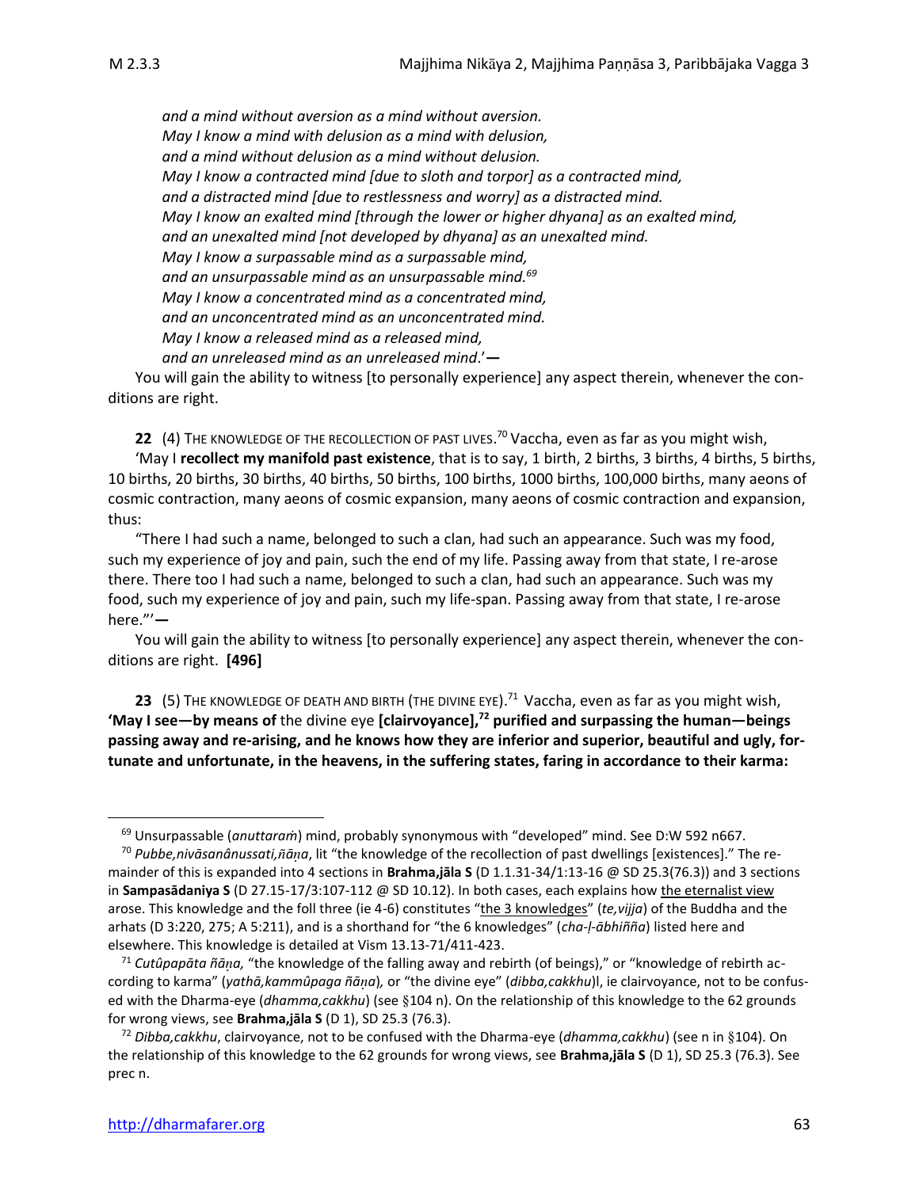*and a mind without aversion as a mind without aversion.*
*May I know a mind with delusion as a mind with delusion,*
*and a mind without delusion as a mind without delusion.*
*May I know a contracted mind [due to sloth and torpor] as a contracted mind,*
*and a distracted mind [due to restlessness and worry] as a distracted mind.*
*May I know an exalted mind [through the lower or higher dhyana] as an exalted mind,*
*and an unexalted mind [not developed by dhyana] as an unexalted mind.*
*May I know a surpassable mind as a surpassable mind,*
*and an unsurpassable mind as an unsurpassable mind.*[69]
*May I know a concentrated mind as a concentrated mind,*
*and an unconcentrated mind as an unconcentrated mind.*
*May I know a released mind as a released mind,*
*and an unreleased mind as an unreleased mind*.'**—**

You will gain the ability to witness [to personally experience] any aspect therein, whenever the conditions are right.

**22** (4) THE KNOWLEDGE OF THE RECOLLECTION OF PAST LIVES.[70] Vaccha, even as far as you might wish,

'May I **recollect my manifold past existence**, that is to say, 1 birth, 2 births, 3 births, 4 births, 5 births, 10 births, 20 births, 30 births, 40 births, 50 births, 100 births, 1000 births, 100,000 births, many aeons of cosmic contraction, many aeons of cosmic expansion, many aeons of cosmic contraction and expansion, thus:

"There I had such a name, belonged to such a clan, had such an appearance. Such was my food, such my experience of joy and pain, such the end of my life. Passing away from that state, I re-arose there. There too I had such a name, belonged to such a clan, had such an appearance. Such was my food, such my experience of joy and pain, such my life-span. Passing away from that state, I re-arose here."'**—**

You will gain the ability to witness [to personally experience] any aspect therein, whenever the conditions are right. **[496]**

**23** (5) THE KNOWLEDGE OF DEATH AND BIRTH (THE DIVINE EYE).[71] Vaccha, even as far as you might wish, **'May I see—by means of** the divine eye **[clairvoyance],[72] purified and surpassing the human—beings passing away and re-arising, and he knows how they are inferior and superior, beautiful and ugly, fortunate and unfortunate, in the heavens, in the suffering states, faring in accordance to their karma:**

---

[69] Unsurpassable (*anuttaraṁ*) mind, probably synonymous with "developed" mind. See D:W 592 n667.

[70] *Pubbe,nivāsanânussati,ñāṇa*, lit "the knowledge of the recollection of past dwellings [existences]." The remainder of this is expanded into 4 sections in **Brahma,jāla S** (D 1.1.31-34/1:13-16 @ SD 25.3(76.3)) and 3 sections in **Sampasādaniya S** (D 27.15-17/3:107-112 @ SD 10.12). In both cases, each explains how the eternalist view arose. This knowledge and the foll three (ie 4-6) constitutes "the 3 knowledges" (*te,vijja*) of the Buddha and the arhats (D 3:220, 275; A 5:211), and is a shorthand for "the 6 knowledges" (*cha-ḷ-ābhiñña*) listed here and elsewhere. This knowledge is detailed at Vism 13.13-71/411-423.

[71] *Cutûpapāta ñāṇa,* "the knowledge of the falling away and rebirth (of beings)," or "knowledge of rebirth according to karma" (*yathā,kammûpaga ñāṇa*)*,* or "the divine eye" (*dibba,cakkhu*)l, ie clairvoyance, not to be confused with the Dharma-eye (*dhamma,cakkhu*) (see §104 n). On the relationship of this knowledge to the 62 grounds for wrong views, see **Brahma,jāla S** (D 1), SD 25.3 (76.3).

[72] *Dibba,cakkhu*, clairvoyance, not to be confused with the Dharma-eye (*dhamma,cakkhu*) (see n in §104). On the relationship of this knowledge to the 62 grounds for wrong views, see **Brahma,jāla S** (D 1), SD 25.3 (76.3). See prec n.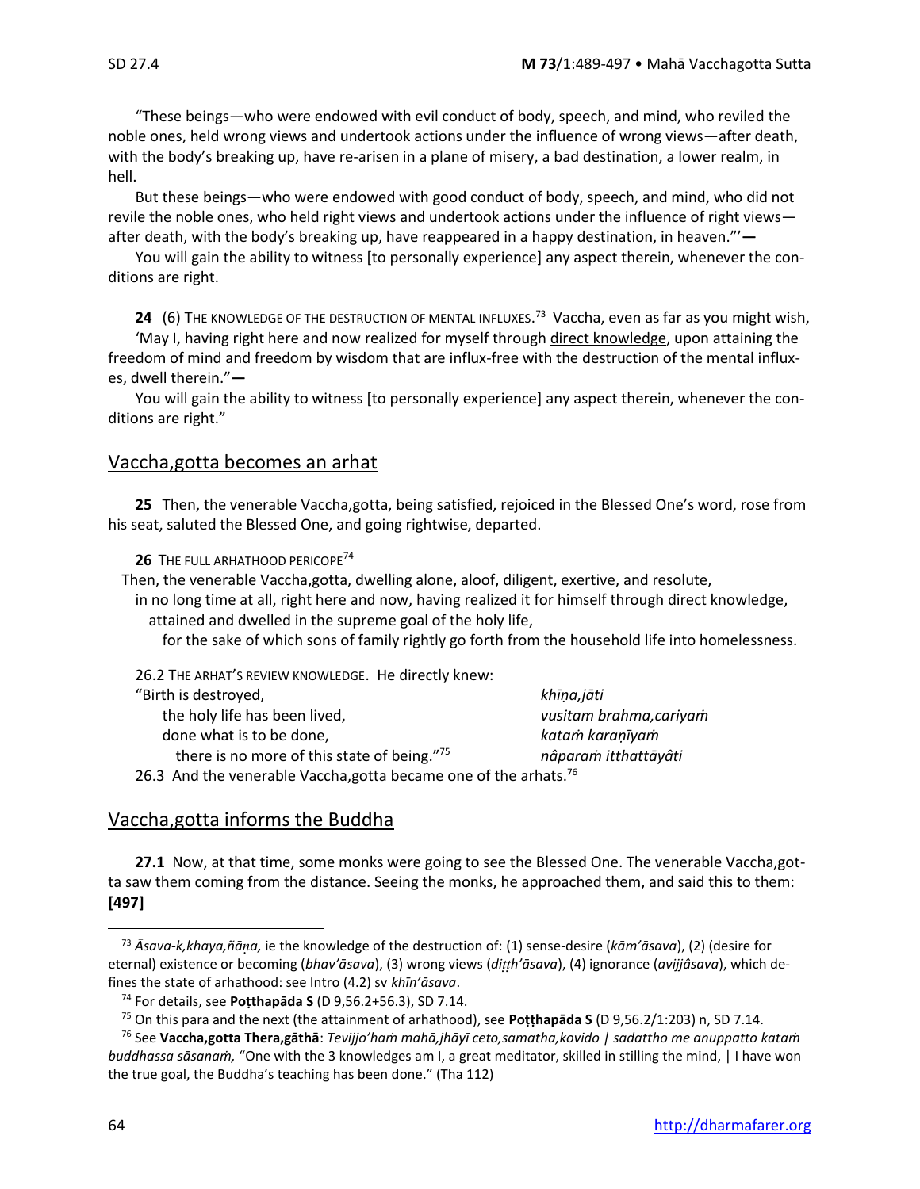"These beings—who were endowed with evil conduct of body, speech, and mind, who reviled the noble ones, held wrong views and undertook actions under the influence of wrong views—after death, with the body's breaking up, have re-arisen in a plane of misery, a bad destination, a lower realm, in hell.

But these beings—who were endowed with good conduct of body, speech, and mind, who did not revile the noble ones, who held right views and undertook actions under the influence of right views—after death, with the body's breaking up, have reappeared in a happy destination, in heaven."'—

You will gain the ability to witness [to personally experience] any aspect therein, whenever the conditions are right.

**24** (6) THE KNOWLEDGE OF THE DESTRUCTION OF MENTAL INFLUXES.[73] Vaccha, even as far as you might wish,

'May I, having right here and now realized for myself through direct knowledge, upon attaining the freedom of mind and freedom by wisdom that are influx-free with the destruction of the mental influxes, dwell therein."—

You will gain the ability to witness [to personally experience] any aspect therein, whenever the conditions are right."

## Vaccha,gotta becomes an arhat

**25** Then, the venerable Vaccha,gotta, being satisfied, rejoiced in the Blessed One's word, rose from his seat, saluted the Blessed One, and going rightwise, departed.

**26** THE FULL ARHATHOOD PERICOPE[74]

Then, the venerable Vaccha,gotta, dwelling alone, aloof, diligent, exertive, and resolute,
in no long time at all, right here and now, having realized it for himself through direct knowledge,
attained and dwelled in the supreme goal of the holy life,
for the sake of which sons of family rightly go forth from the household life into homelessness.

26.2 THE ARHAT'S REVIEW KNOWLEDGE. He directly knew:

| | |
|---|---|
| "Birth is destroyed, | *khīṇa,jāti* |
| the holy life has been lived, | *vusitam brahma,cariyaṁ* |
| done what is to be done, | *kataṁ karaṇīyaṁ* |
| there is no more of this state of being."[75] | *nâparaṁ itthattāyâti* |

26.3 And the venerable Vaccha,gotta became one of the arhats.[76]

## Vaccha,gotta informs the Buddha

**27.1** Now, at that time, some monks were going to see the Blessed One. The venerable Vaccha,gotta saw them coming from the distance. Seeing the monks, he approached them, and said this to them: **[497]**

---

[73] *Āsava-k,khaya,ñāṇa,* ie the knowledge of the destruction of: (1) sense-desire (*kām'āsava*), (2) (desire for eternal) existence or becoming (*bhav'āsava*), (3) wrong views (*diṭṭh'āsava*), (4) ignorance (*avijjâsava*), which defines the state of arhathood: see Intro (4.2) sv *khīṇ'āsava*.

[74] For details, see **Poṭṭhapāda S** (D 9,56.2+56.3), SD 7.14.

[75] On this para and the next (the attainment of arhathood), see **Poṭṭhapāda S** (D 9,56.2/1:203) n, SD 7.14.

[76] See **Vaccha,gotta Thera,gāthā**: *Tevijjo'haṁ mahā,jhāyī ceto,samatha,kovido | sadattho me anuppatto kataṁ buddhassa sāsanaṁ,* "One with the 3 knowledges am I, a great meditator, skilled in stilling the mind, | I have won the true goal, the Buddha's teaching has been done." (Tha 112)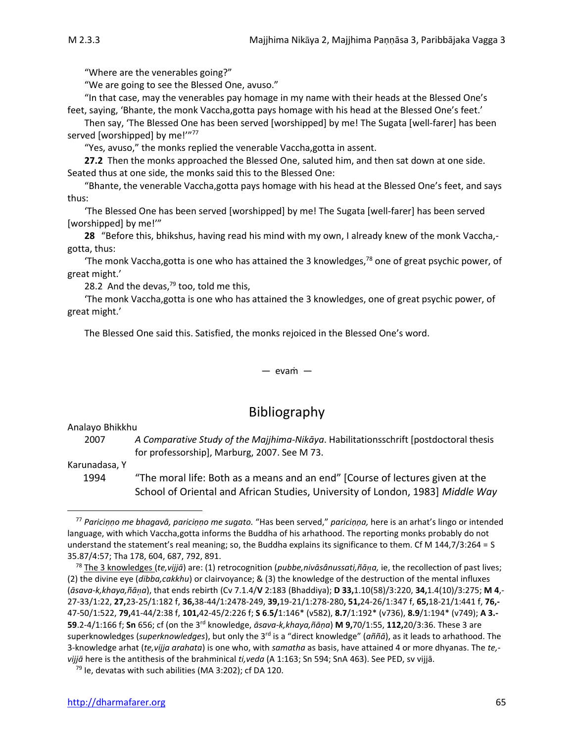"Where are the venerables going?"

"We are going to see the Blessed One, avuso."

"In that case, may the venerables pay homage in my name with their heads at the Blessed One's feet, saying, 'Bhante, the monk Vaccha,gotta pays homage with his head at the Blessed One's feet.'

Then say, 'The Blessed One has been served [worshipped] by me! The Sugata [well-farer] has been served [worshipped] by me!'"[77]

"Yes, avuso," the monks replied the venerable Vaccha,gotta in assent.

**27.2** Then the monks approached the Blessed One, saluted him, and then sat down at one side. Seated thus at one side, the monks said this to the Blessed One:

"Bhante, the venerable Vaccha,gotta pays homage with his head at the Blessed One's feet, and says thus:

'The Blessed One has been served [worshipped] by me! The Sugata [well-farer] has been served [worshipped] by me!'"

**28** "Before this, bhikshus, having read his mind with my own, I already knew of the monk Vaccha,-gotta, thus:

'The monk Vaccha,gotta is one who has attained the 3 knowledges,[78] one of great psychic power, of great might.'

28.2 And the devas,[79] too, told me this,

'The monk Vaccha,gotta is one who has attained the 3 knowledges, one of great psychic power, of great might.'

The Blessed One said this. Satisfied, the monks rejoiced in the Blessed One's word.

— evaṁ —

# Bibliography

Analayo Bhikkhu

2007 *A Comparative Study of the Majjhima-Nikāya*. Habilitationsschrift [postdoctoral thesis for professorship], Marburg, 2007. See M 73.

Karunadasa, Y

1994 "The moral life: Both as a means and an end" [Course of lectures given at the School of Oriental and African Studies, University of London, 1983] *Middle Way*

---

[77] *Pariciṇṇo me bhagavā, pariciṇṇo me sugato.* "Has been served," *pariciṇṇa,* here is an arhat's lingo or intended language, with which Vaccha,gotta informs the Buddha of his arhathood. The reporting monks probably do not understand the statement's real meaning; so, the Buddha explains its significance to them. Cf M 144,7/3:264 = S 35.87/4:57; Tha 178, 604, 687, 792, 891.

[78] The 3 knowledges (*te,vijjā*) are: (1) retrocognition (*pubbe,nivāsânussati,ñāṇa,* ie, the recollection of past lives; (2) the divine eye (*dibba,cakkhu*) or clairvoyance; & (3) the knowledge of the destruction of the mental influxes (*āsava-k,khaya,ñāṇa*), that ends rebirth (Cv 7.1.4/**V** 2:183 (Bhaddiya); **D 33,**1.10(58)/3:220, **34,**1.4(10)/3:275; **M 4**,-27-33/1:22, **27,**23-25/1:182 f, **36,**38-44/1:2478-249, **39,**19-21/1:278-280**, 51,**24-26/1:347 f, **65,**18-21/1:441 f, **76,-**47-50/1:522, **79,**41-44/2:38 f, **101,**42-45/2:226 f; **S 6.5/**1:146* (v582), **8.7**/1:192* (v736), **8.9**/1:194* (v749); **A 3.-59**.2-4/1:166 f; **Sn** 656; cf (on the 3rd knowledge, *āsava-k,khaya,ñāṇa*) **M 9,**70/1:55, **112,**20/3:36. These 3 are superknowledges (*superknowledges*), but only the 3rd is a "direct knowledge" (*aññā*), as it leads to arhathood. The 3-knowledge arhat (*te,vijja arahata*) is one who, with *samatha* as basis, have attained 4 or more dhyanas. The *te,-vijjā* here is the antithesis of the brahminical *ti,veda* (A 1:163; Sn 594; SnA 463). See PED, sv vijjā.

[79] Ie, devatas with such abilities (MA 3:202); cf DA 120.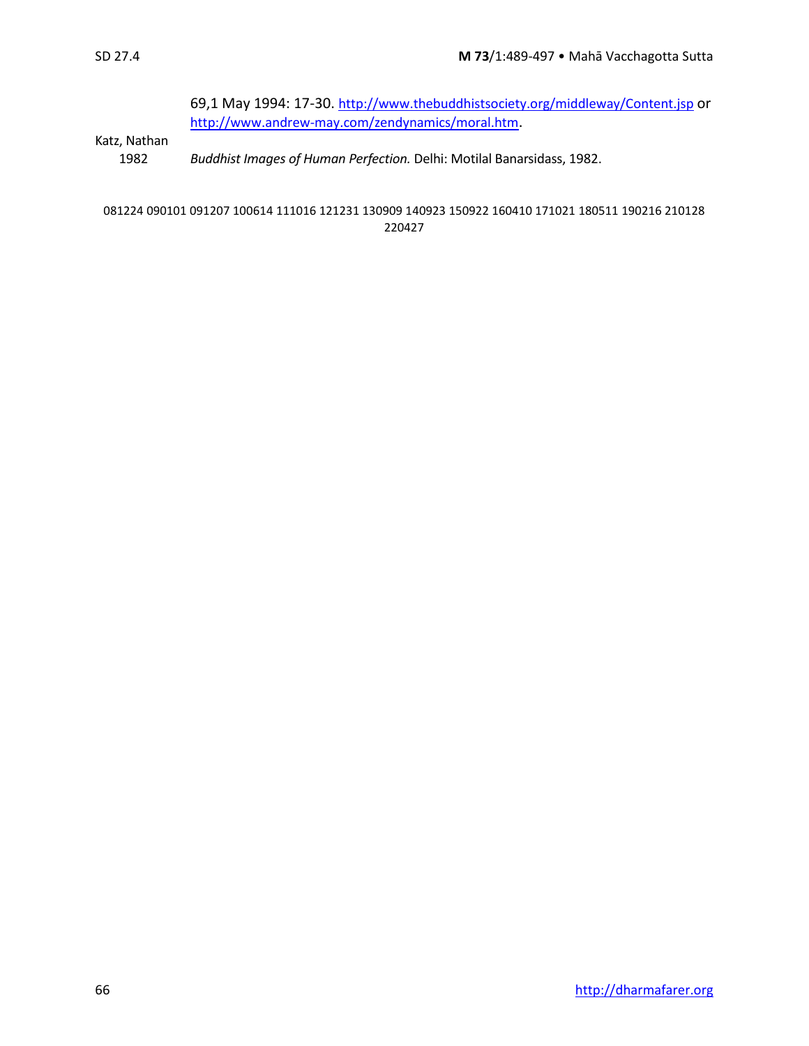69,1 May 1994: 17-30. http://www.thebuddhistsociety.org/middleway/Content.jsp or http://www.andrew-may.com/zendynamics/moral.htm.

Katz, Nathan
1982 *Buddhist Images of Human Perfection.* Delhi: Motilal Banarsidass, 1982.

081224 090101 091207 100614 111016 121231 130909 140923 150922 160410 171021 180511 190216 210128 220427